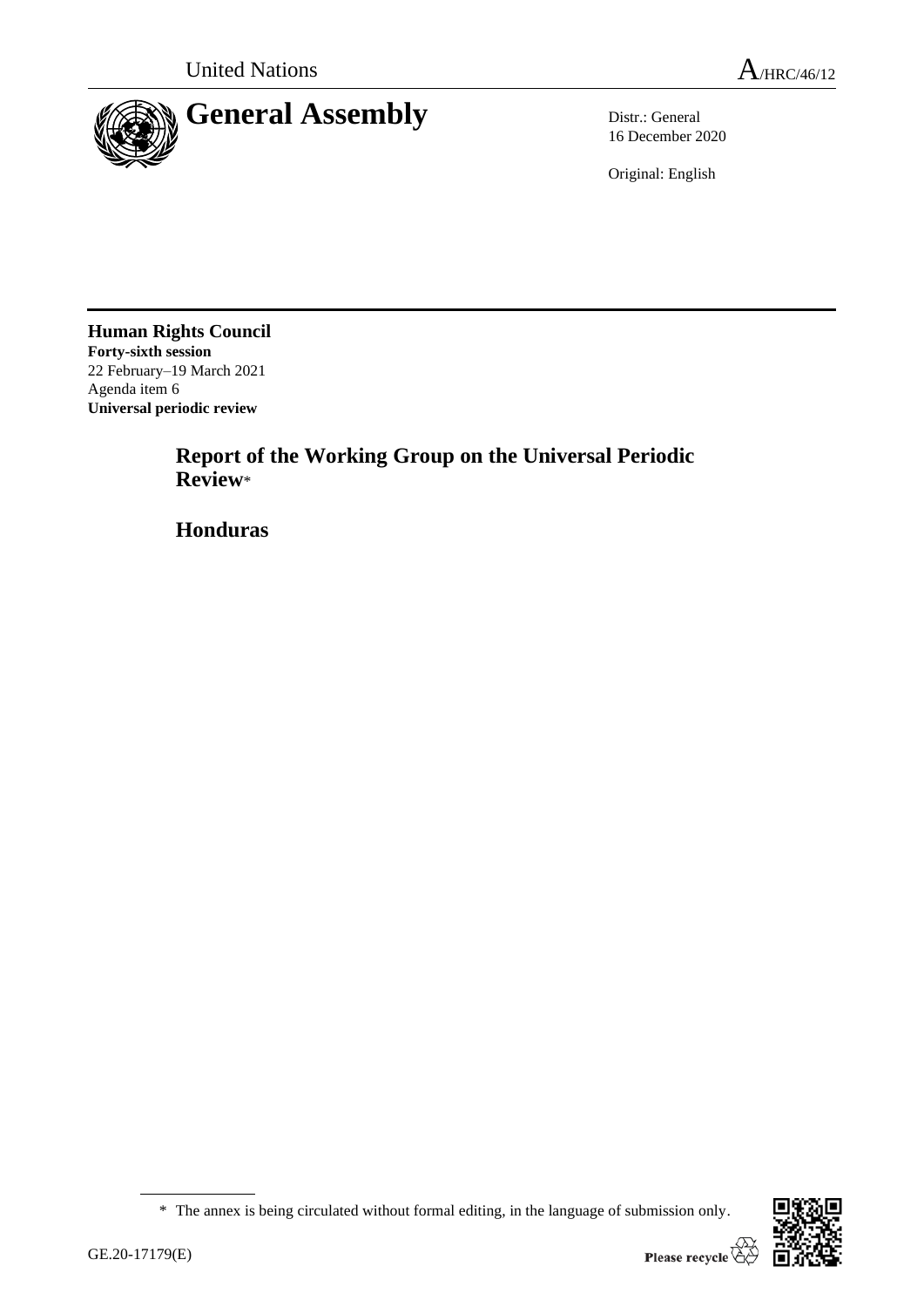United Nations

A/HRC/46/12

# General Assembly

Distr.: General
16 December 2020

Original: English

**Human Rights Council**
**Forty-sixth session**
22 February–19 March 2021
Agenda item 6
**Universal periodic review**

## Report of the Working Group on the Universal Periodic Review*

## Honduras

\* The annex is being circulated without formal editing, in the language of submission only.

GE.20-17179(E)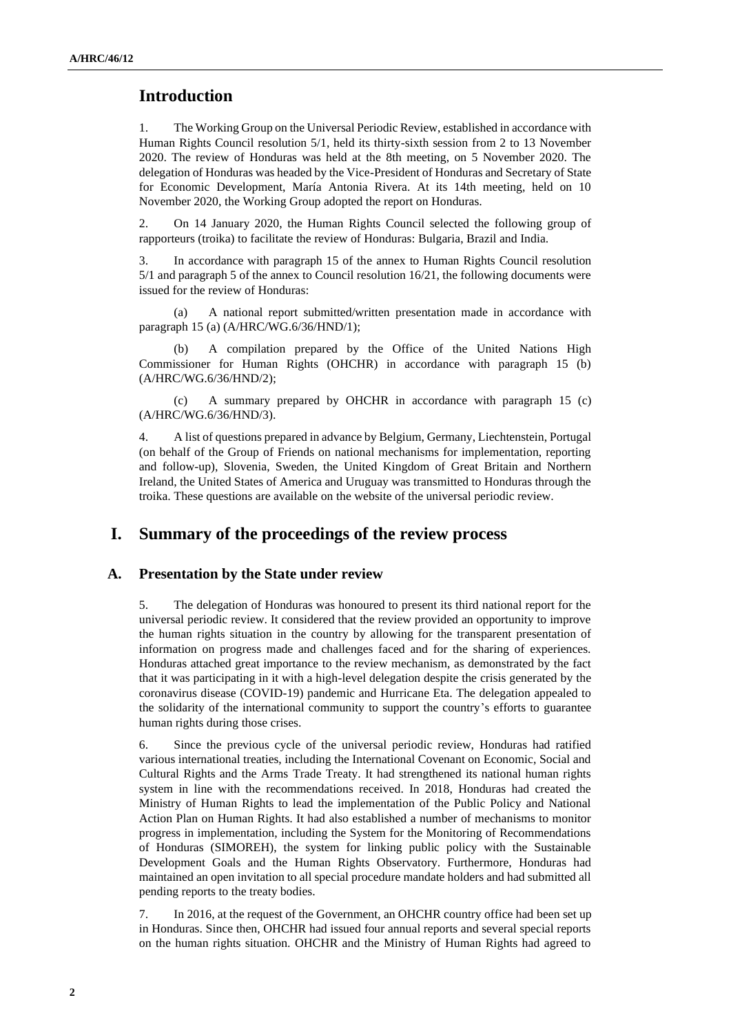## Introduction

1. The Working Group on the Universal Periodic Review, established in accordance with Human Rights Council resolution 5/1, held its thirty-sixth session from 2 to 13 November 2020. The review of Honduras was held at the 8th meeting, on 5 November 2020. The delegation of Honduras was headed by the Vice-President of Honduras and Secretary of State for Economic Development, María Antonia Rivera. At its 14th meeting, held on 10 November 2020, the Working Group adopted the report on Honduras.

2. On 14 January 2020, the Human Rights Council selected the following group of rapporteurs (troika) to facilitate the review of Honduras: Bulgaria, Brazil and India.

3. In accordance with paragraph 15 of the annex to Human Rights Council resolution 5/1 and paragraph 5 of the annex to Council resolution 16/21, the following documents were issued for the review of Honduras:

(a) A national report submitted/written presentation made in accordance with paragraph 15 (a) (A/HRC/WG.6/36/HND/1);

(b) A compilation prepared by the Office of the United Nations High Commissioner for Human Rights (OHCHR) in accordance with paragraph 15 (b) (A/HRC/WG.6/36/HND/2);

(c) A summary prepared by OHCHR in accordance with paragraph 15 (c) (A/HRC/WG.6/36/HND/3).

4. A list of questions prepared in advance by Belgium, Germany, Liechtenstein, Portugal (on behalf of the Group of Friends on national mechanisms for implementation, reporting and follow-up), Slovenia, Sweden, the United Kingdom of Great Britain and Northern Ireland, the United States of America and Uruguay was transmitted to Honduras through the troika. These questions are available on the website of the universal periodic review.

## I. Summary of the proceedings of the review process

### A. Presentation by the State under review

5. The delegation of Honduras was honoured to present its third national report for the universal periodic review. It considered that the review provided an opportunity to improve the human rights situation in the country by allowing for the transparent presentation of information on progress made and challenges faced and for the sharing of experiences. Honduras attached great importance to the review mechanism, as demonstrated by the fact that it was participating in it with a high-level delegation despite the crisis generated by the coronavirus disease (COVID-19) pandemic and Hurricane Eta. The delegation appealed to the solidarity of the international community to support the country's efforts to guarantee human rights during those crises.

6. Since the previous cycle of the universal periodic review, Honduras had ratified various international treaties, including the International Covenant on Economic, Social and Cultural Rights and the Arms Trade Treaty. It had strengthened its national human rights system in line with the recommendations received. In 2018, Honduras had created the Ministry of Human Rights to lead the implementation of the Public Policy and National Action Plan on Human Rights. It had also established a number of mechanisms to monitor progress in implementation, including the System for the Monitoring of Recommendations of Honduras (SIMOREH), the system for linking public policy with the Sustainable Development Goals and the Human Rights Observatory. Furthermore, Honduras had maintained an open invitation to all special procedure mandate holders and had submitted all pending reports to the treaty bodies.

7. In 2016, at the request of the Government, an OHCHR country office had been set up in Honduras. Since then, OHCHR had issued four annual reports and several special reports on the human rights situation. OHCHR and the Ministry of Human Rights had agreed to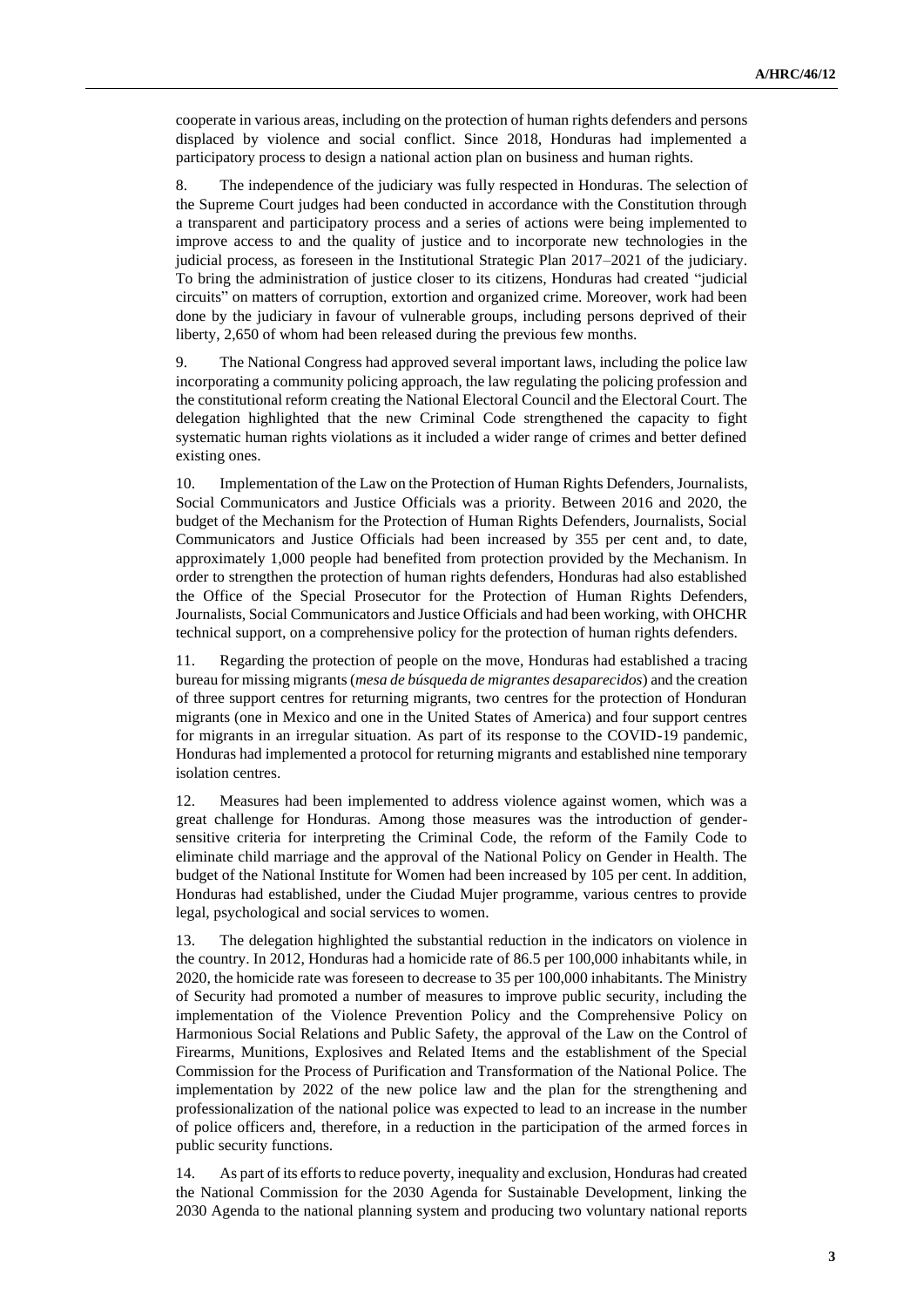cooperate in various areas, including on the protection of human rights defenders and persons displaced by violence and social conflict. Since 2018, Honduras had implemented a participatory process to design a national action plan on business and human rights.

8. The independence of the judiciary was fully respected in Honduras. The selection of the Supreme Court judges had been conducted in accordance with the Constitution through a transparent and participatory process and a series of actions were being implemented to improve access to and the quality of justice and to incorporate new technologies in the judicial process, as foreseen in the Institutional Strategic Plan 2017–2021 of the judiciary. To bring the administration of justice closer to its citizens, Honduras had created "judicial circuits" on matters of corruption, extortion and organized crime. Moreover, work had been done by the judiciary in favour of vulnerable groups, including persons deprived of their liberty, 2,650 of whom had been released during the previous few months.

9. The National Congress had approved several important laws, including the police law incorporating a community policing approach, the law regulating the policing profession and the constitutional reform creating the National Electoral Council and the Electoral Court. The delegation highlighted that the new Criminal Code strengthened the capacity to fight systematic human rights violations as it included a wider range of crimes and better defined existing ones.

10. Implementation of the Law on the Protection of Human Rights Defenders, Journalists, Social Communicators and Justice Officials was a priority. Between 2016 and 2020, the budget of the Mechanism for the Protection of Human Rights Defenders, Journalists, Social Communicators and Justice Officials had been increased by 355 per cent and, to date, approximately 1,000 people had benefited from protection provided by the Mechanism. In order to strengthen the protection of human rights defenders, Honduras had also established the Office of the Special Prosecutor for the Protection of Human Rights Defenders, Journalists, Social Communicators and Justice Officials and had been working, with OHCHR technical support, on a comprehensive policy for the protection of human rights defenders.

11. Regarding the protection of people on the move, Honduras had established a tracing bureau for missing migrants (*mesa de búsqueda de migrantes desaparecidos*) and the creation of three support centres for returning migrants, two centres for the protection of Honduran migrants (one in Mexico and one in the United States of America) and four support centres for migrants in an irregular situation. As part of its response to the COVID-19 pandemic, Honduras had implemented a protocol for returning migrants and established nine temporary isolation centres.

12. Measures had been implemented to address violence against women, which was a great challenge for Honduras. Among those measures was the introduction of gender-sensitive criteria for interpreting the Criminal Code, the reform of the Family Code to eliminate child marriage and the approval of the National Policy on Gender in Health. The budget of the National Institute for Women had been increased by 105 per cent. In addition, Honduras had established, under the Ciudad Mujer programme, various centres to provide legal, psychological and social services to women.

13. The delegation highlighted the substantial reduction in the indicators on violence in the country. In 2012, Honduras had a homicide rate of 86.5 per 100,000 inhabitants while, in 2020, the homicide rate was foreseen to decrease to 35 per 100,000 inhabitants. The Ministry of Security had promoted a number of measures to improve public security, including the implementation of the Violence Prevention Policy and the Comprehensive Policy on Harmonious Social Relations and Public Safety, the approval of the Law on the Control of Firearms, Munitions, Explosives and Related Items and the establishment of the Special Commission for the Process of Purification and Transformation of the National Police. The implementation by 2022 of the new police law and the plan for the strengthening and professionalization of the national police was expected to lead to an increase in the number of police officers and, therefore, in a reduction in the participation of the armed forces in public security functions.

14. As part of its efforts to reduce poverty, inequality and exclusion, Honduras had created the National Commission for the 2030 Agenda for Sustainable Development, linking the 2030 Agenda to the national planning system and producing two voluntary national reports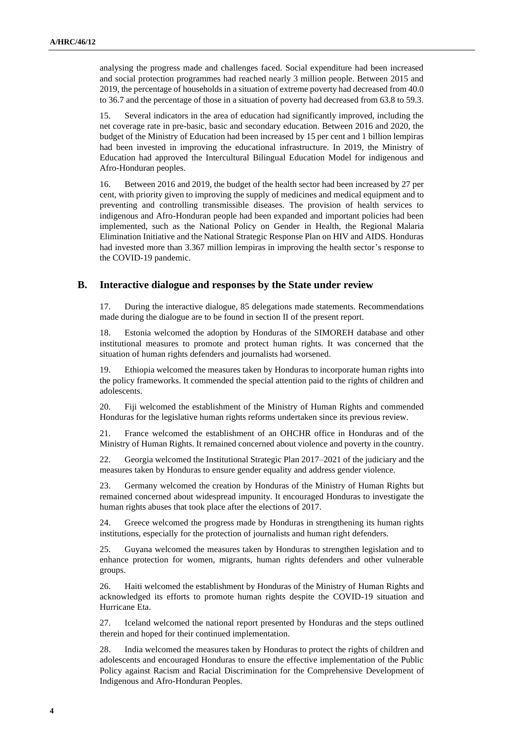analysing the progress made and challenges faced. Social expenditure had been increased and social protection programmes had reached nearly 3 million people. Between 2015 and 2019, the percentage of households in a situation of extreme poverty had decreased from 40.0 to 36.7 and the percentage of those in a situation of poverty had decreased from 63.8 to 59.3.

15. Several indicators in the area of education had significantly improved, including the net coverage rate in pre-basic, basic and secondary education. Between 2016 and 2020, the budget of the Ministry of Education had been increased by 15 per cent and 1 billion lempiras had been invested in improving the educational infrastructure. In 2019, the Ministry of Education had approved the Intercultural Bilingual Education Model for indigenous and Afro-Honduran peoples.

16. Between 2016 and 2019, the budget of the health sector had been increased by 27 per cent, with priority given to improving the supply of medicines and medical equipment and to preventing and controlling transmissible diseases. The provision of health services to indigenous and Afro-Honduran people had been expanded and important policies had been implemented, such as the National Policy on Gender in Health, the Regional Malaria Elimination Initiative and the National Strategic Response Plan on HIV and AIDS. Honduras had invested more than 3.367 million lempiras in improving the health sector's response to the COVID-19 pandemic.

## B. Interactive dialogue and responses by the State under review

17. During the interactive dialogue, 85 delegations made statements. Recommendations made during the dialogue are to be found in section II of the present report.

18. Estonia welcomed the adoption by Honduras of the SIMOREH database and other institutional measures to promote and protect human rights. It was concerned that the situation of human rights defenders and journalists had worsened.

19. Ethiopia welcomed the measures taken by Honduras to incorporate human rights into the policy frameworks. It commended the special attention paid to the rights of children and adolescents.

20. Fiji welcomed the establishment of the Ministry of Human Rights and commended Honduras for the legislative human rights reforms undertaken since its previous review.

21. France welcomed the establishment of an OHCHR office in Honduras and of the Ministry of Human Rights. It remained concerned about violence and poverty in the country.

22. Georgia welcomed the Institutional Strategic Plan 2017–2021 of the judiciary and the measures taken by Honduras to ensure gender equality and address gender violence.

23. Germany welcomed the creation by Honduras of the Ministry of Human Rights but remained concerned about widespread impunity. It encouraged Honduras to investigate the human rights abuses that took place after the elections of 2017.

24. Greece welcomed the progress made by Honduras in strengthening its human rights institutions, especially for the protection of journalists and human right defenders.

25. Guyana welcomed the measures taken by Honduras to strengthen legislation and to enhance protection for women, migrants, human rights defenders and other vulnerable groups.

26. Haiti welcomed the establishment by Honduras of the Ministry of Human Rights and acknowledged its efforts to promote human rights despite the COVID-19 situation and Hurricane Eta.

27. Iceland welcomed the national report presented by Honduras and the steps outlined therein and hoped for their continued implementation.

28. India welcomed the measures taken by Honduras to protect the rights of children and adolescents and encouraged Honduras to ensure the effective implementation of the Public Policy against Racism and Racial Discrimination for the Comprehensive Development of Indigenous and Afro-Honduran Peoples.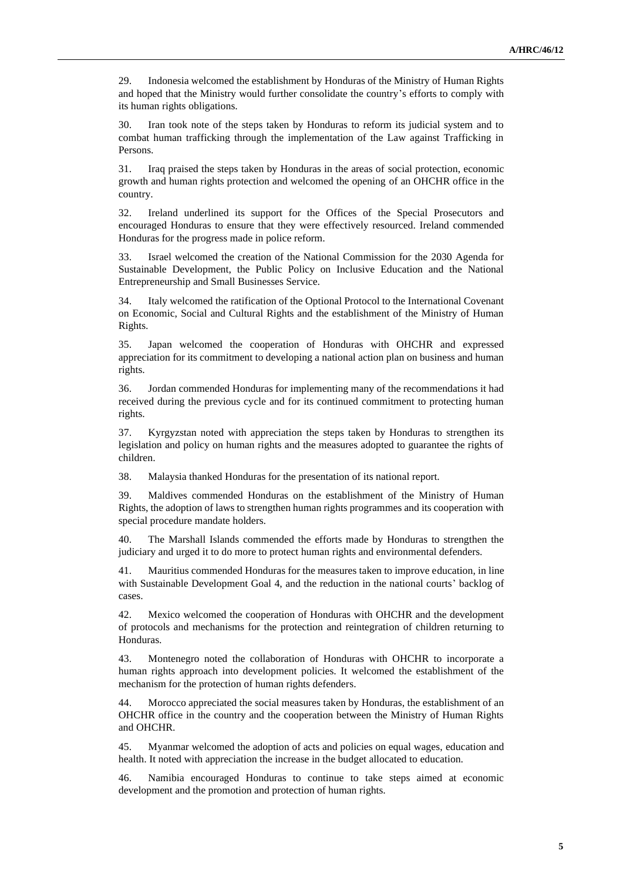29. Indonesia welcomed the establishment by Honduras of the Ministry of Human Rights and hoped that the Ministry would further consolidate the country's efforts to comply with its human rights obligations.

30. Iran took note of the steps taken by Honduras to reform its judicial system and to combat human trafficking through the implementation of the Law against Trafficking in Persons.

31. Iraq praised the steps taken by Honduras in the areas of social protection, economic growth and human rights protection and welcomed the opening of an OHCHR office in the country.

32. Ireland underlined its support for the Offices of the Special Prosecutors and encouraged Honduras to ensure that they were effectively resourced. Ireland commended Honduras for the progress made in police reform.

33. Israel welcomed the creation of the National Commission for the 2030 Agenda for Sustainable Development, the Public Policy on Inclusive Education and the National Entrepreneurship and Small Businesses Service.

34. Italy welcomed the ratification of the Optional Protocol to the International Covenant on Economic, Social and Cultural Rights and the establishment of the Ministry of Human Rights.

35. Japan welcomed the cooperation of Honduras with OHCHR and expressed appreciation for its commitment to developing a national action plan on business and human rights.

36. Jordan commended Honduras for implementing many of the recommendations it had received during the previous cycle and for its continued commitment to protecting human rights.

37. Kyrgyzstan noted with appreciation the steps taken by Honduras to strengthen its legislation and policy on human rights and the measures adopted to guarantee the rights of children.

38. Malaysia thanked Honduras for the presentation of its national report.

39. Maldives commended Honduras on the establishment of the Ministry of Human Rights, the adoption of laws to strengthen human rights programmes and its cooperation with special procedure mandate holders.

40. The Marshall Islands commended the efforts made by Honduras to strengthen the judiciary and urged it to do more to protect human rights and environmental defenders.

41. Mauritius commended Honduras for the measures taken to improve education, in line with Sustainable Development Goal 4, and the reduction in the national courts' backlog of cases.

42. Mexico welcomed the cooperation of Honduras with OHCHR and the development of protocols and mechanisms for the protection and reintegration of children returning to Honduras.

43. Montenegro noted the collaboration of Honduras with OHCHR to incorporate a human rights approach into development policies. It welcomed the establishment of the mechanism for the protection of human rights defenders.

44. Morocco appreciated the social measures taken by Honduras, the establishment of an OHCHR office in the country and the cooperation between the Ministry of Human Rights and OHCHR.

45. Myanmar welcomed the adoption of acts and policies on equal wages, education and health. It noted with appreciation the increase in the budget allocated to education.

46. Namibia encouraged Honduras to continue to take steps aimed at economic development and the promotion and protection of human rights.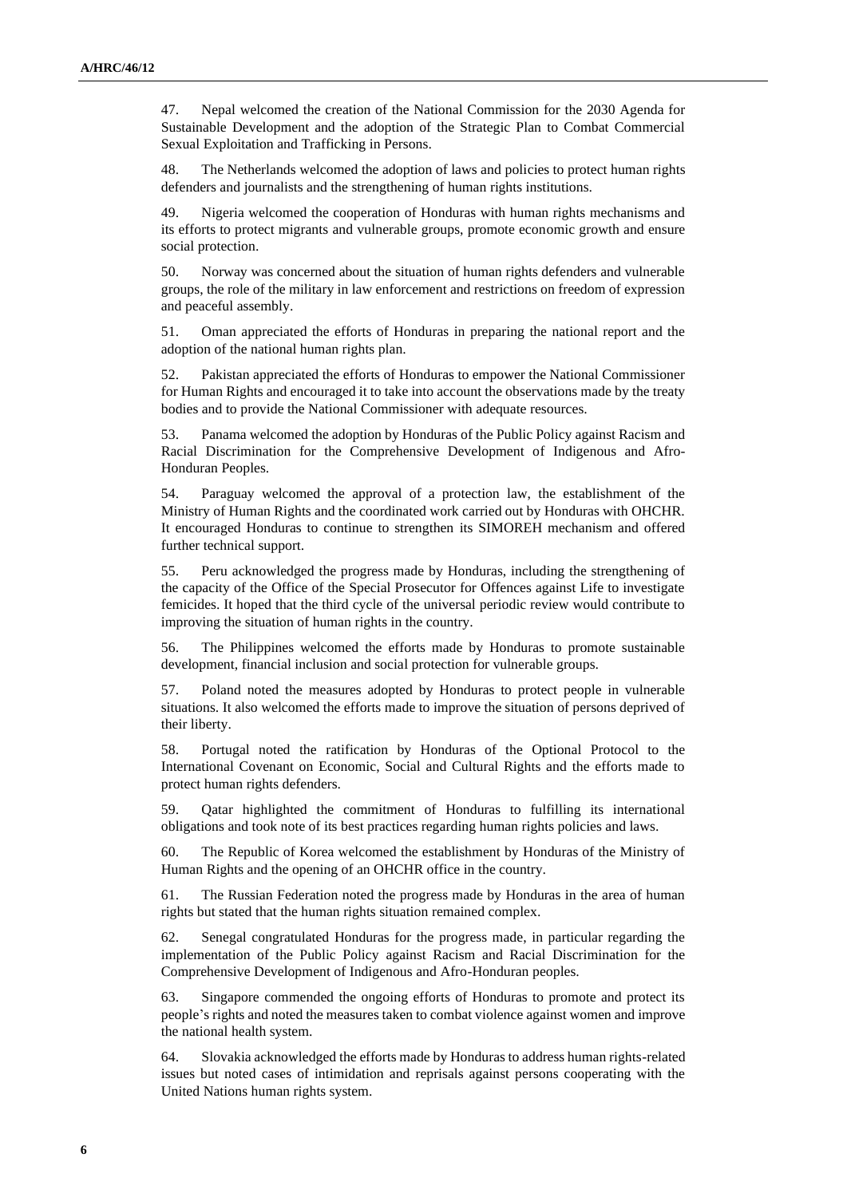47. Nepal welcomed the creation of the National Commission for the 2030 Agenda for Sustainable Development and the adoption of the Strategic Plan to Combat Commercial Sexual Exploitation and Trafficking in Persons.

48. The Netherlands welcomed the adoption of laws and policies to protect human rights defenders and journalists and the strengthening of human rights institutions.

49. Nigeria welcomed the cooperation of Honduras with human rights mechanisms and its efforts to protect migrants and vulnerable groups, promote economic growth and ensure social protection.

50. Norway was concerned about the situation of human rights defenders and vulnerable groups, the role of the military in law enforcement and restrictions on freedom of expression and peaceful assembly.

51. Oman appreciated the efforts of Honduras in preparing the national report and the adoption of the national human rights plan.

52. Pakistan appreciated the efforts of Honduras to empower the National Commissioner for Human Rights and encouraged it to take into account the observations made by the treaty bodies and to provide the National Commissioner with adequate resources.

53. Panama welcomed the adoption by Honduras of the Public Policy against Racism and Racial Discrimination for the Comprehensive Development of Indigenous and Afro-Honduran Peoples.

54. Paraguay welcomed the approval of a protection law, the establishment of the Ministry of Human Rights and the coordinated work carried out by Honduras with OHCHR. It encouraged Honduras to continue to strengthen its SIMOREH mechanism and offered further technical support.

55. Peru acknowledged the progress made by Honduras, including the strengthening of the capacity of the Office of the Special Prosecutor for Offences against Life to investigate femicides. It hoped that the third cycle of the universal periodic review would contribute to improving the situation of human rights in the country.

56. The Philippines welcomed the efforts made by Honduras to promote sustainable development, financial inclusion and social protection for vulnerable groups.

57. Poland noted the measures adopted by Honduras to protect people in vulnerable situations. It also welcomed the efforts made to improve the situation of persons deprived of their liberty.

58. Portugal noted the ratification by Honduras of the Optional Protocol to the International Covenant on Economic, Social and Cultural Rights and the efforts made to protect human rights defenders.

59. Qatar highlighted the commitment of Honduras to fulfilling its international obligations and took note of its best practices regarding human rights policies and laws.

60. The Republic of Korea welcomed the establishment by Honduras of the Ministry of Human Rights and the opening of an OHCHR office in the country.

61. The Russian Federation noted the progress made by Honduras in the area of human rights but stated that the human rights situation remained complex.

62. Senegal congratulated Honduras for the progress made, in particular regarding the implementation of the Public Policy against Racism and Racial Discrimination for the Comprehensive Development of Indigenous and Afro-Honduran peoples.

63. Singapore commended the ongoing efforts of Honduras to promote and protect its people's rights and noted the measures taken to combat violence against women and improve the national health system.

64. Slovakia acknowledged the efforts made by Honduras to address human rights-related issues but noted cases of intimidation and reprisals against persons cooperating with the United Nations human rights system.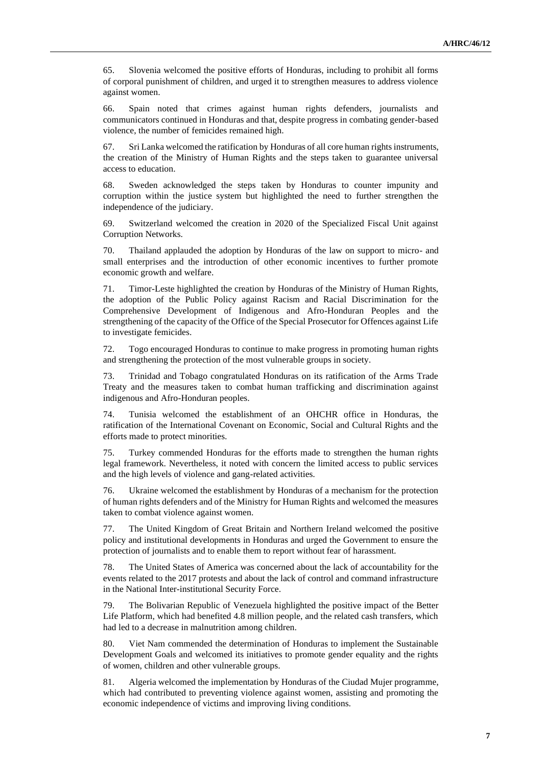65. Slovenia welcomed the positive efforts of Honduras, including to prohibit all forms of corporal punishment of children, and urged it to strengthen measures to address violence against women.

66. Spain noted that crimes against human rights defenders, journalists and communicators continued in Honduras and that, despite progress in combating gender-based violence, the number of femicides remained high.

67. Sri Lanka welcomed the ratification by Honduras of all core human rights instruments, the creation of the Ministry of Human Rights and the steps taken to guarantee universal access to education.

68. Sweden acknowledged the steps taken by Honduras to counter impunity and corruption within the justice system but highlighted the need to further strengthen the independence of the judiciary.

69. Switzerland welcomed the creation in 2020 of the Specialized Fiscal Unit against Corruption Networks.

70. Thailand applauded the adoption by Honduras of the law on support to micro- and small enterprises and the introduction of other economic incentives to further promote economic growth and welfare.

71. Timor-Leste highlighted the creation by Honduras of the Ministry of Human Rights, the adoption of the Public Policy against Racism and Racial Discrimination for the Comprehensive Development of Indigenous and Afro-Honduran Peoples and the strengthening of the capacity of the Office of the Special Prosecutor for Offences against Life to investigate femicides.

72. Togo encouraged Honduras to continue to make progress in promoting human rights and strengthening the protection of the most vulnerable groups in society.

73. Trinidad and Tobago congratulated Honduras on its ratification of the Arms Trade Treaty and the measures taken to combat human trafficking and discrimination against indigenous and Afro-Honduran peoples.

74. Tunisia welcomed the establishment of an OHCHR office in Honduras, the ratification of the International Covenant on Economic, Social and Cultural Rights and the efforts made to protect minorities.

75. Turkey commended Honduras for the efforts made to strengthen the human rights legal framework. Nevertheless, it noted with concern the limited access to public services and the high levels of violence and gang-related activities.

76. Ukraine welcomed the establishment by Honduras of a mechanism for the protection of human rights defenders and of the Ministry for Human Rights and welcomed the measures taken to combat violence against women.

77. The United Kingdom of Great Britain and Northern Ireland welcomed the positive policy and institutional developments in Honduras and urged the Government to ensure the protection of journalists and to enable them to report without fear of harassment.

78. The United States of America was concerned about the lack of accountability for the events related to the 2017 protests and about the lack of control and command infrastructure in the National Inter-institutional Security Force.

79. The Bolivarian Republic of Venezuela highlighted the positive impact of the Better Life Platform, which had benefited 4.8 million people, and the related cash transfers, which had led to a decrease in malnutrition among children.

80. Viet Nam commended the determination of Honduras to implement the Sustainable Development Goals and welcomed its initiatives to promote gender equality and the rights of women, children and other vulnerable groups.

81. Algeria welcomed the implementation by Honduras of the Ciudad Mujer programme, which had contributed to preventing violence against women, assisting and promoting the economic independence of victims and improving living conditions.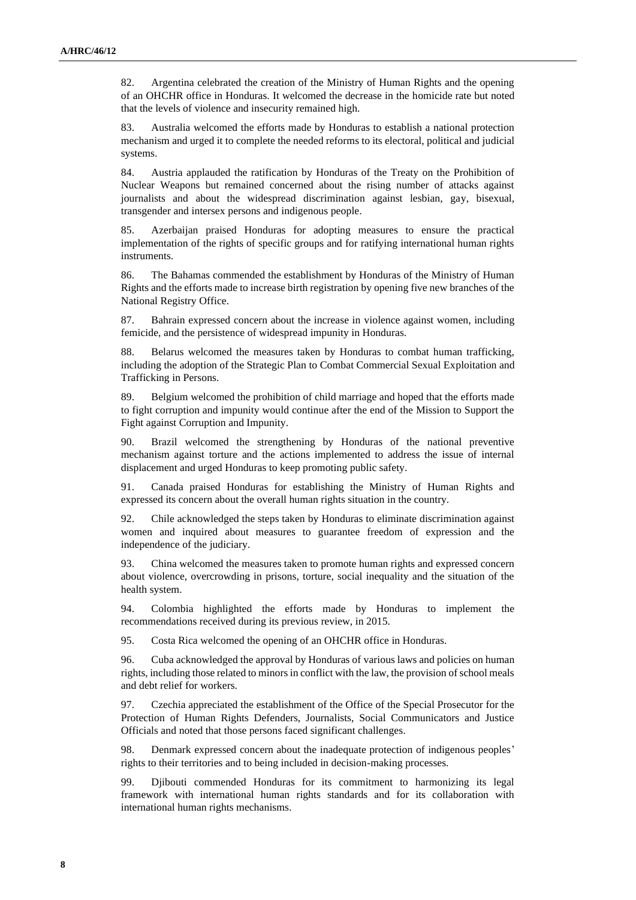82. Argentina celebrated the creation of the Ministry of Human Rights and the opening of an OHCHR office in Honduras. It welcomed the decrease in the homicide rate but noted that the levels of violence and insecurity remained high.

83. Australia welcomed the efforts made by Honduras to establish a national protection mechanism and urged it to complete the needed reforms to its electoral, political and judicial systems.

84. Austria applauded the ratification by Honduras of the Treaty on the Prohibition of Nuclear Weapons but remained concerned about the rising number of attacks against journalists and about the widespread discrimination against lesbian, gay, bisexual, transgender and intersex persons and indigenous people.

85. Azerbaijan praised Honduras for adopting measures to ensure the practical implementation of the rights of specific groups and for ratifying international human rights instruments.

86. The Bahamas commended the establishment by Honduras of the Ministry of Human Rights and the efforts made to increase birth registration by opening five new branches of the National Registry Office.

87. Bahrain expressed concern about the increase in violence against women, including femicide, and the persistence of widespread impunity in Honduras.

88. Belarus welcomed the measures taken by Honduras to combat human trafficking, including the adoption of the Strategic Plan to Combat Commercial Sexual Exploitation and Trafficking in Persons.

89. Belgium welcomed the prohibition of child marriage and hoped that the efforts made to fight corruption and impunity would continue after the end of the Mission to Support the Fight against Corruption and Impunity.

90. Brazil welcomed the strengthening by Honduras of the national preventive mechanism against torture and the actions implemented to address the issue of internal displacement and urged Honduras to keep promoting public safety.

91. Canada praised Honduras for establishing the Ministry of Human Rights and expressed its concern about the overall human rights situation in the country.

92. Chile acknowledged the steps taken by Honduras to eliminate discrimination against women and inquired about measures to guarantee freedom of expression and the independence of the judiciary.

93. China welcomed the measures taken to promote human rights and expressed concern about violence, overcrowding in prisons, torture, social inequality and the situation of the health system.

94. Colombia highlighted the efforts made by Honduras to implement the recommendations received during its previous review, in 2015.

95. Costa Rica welcomed the opening of an OHCHR office in Honduras.

96. Cuba acknowledged the approval by Honduras of various laws and policies on human rights, including those related to minors in conflict with the law, the provision of school meals and debt relief for workers.

97. Czechia appreciated the establishment of the Office of the Special Prosecutor for the Protection of Human Rights Defenders, Journalists, Social Communicators and Justice Officials and noted that those persons faced significant challenges.

98. Denmark expressed concern about the inadequate protection of indigenous peoples' rights to their territories and to being included in decision-making processes.

99. Djibouti commended Honduras for its commitment to harmonizing its legal framework with international human rights standards and for its collaboration with international human rights mechanisms.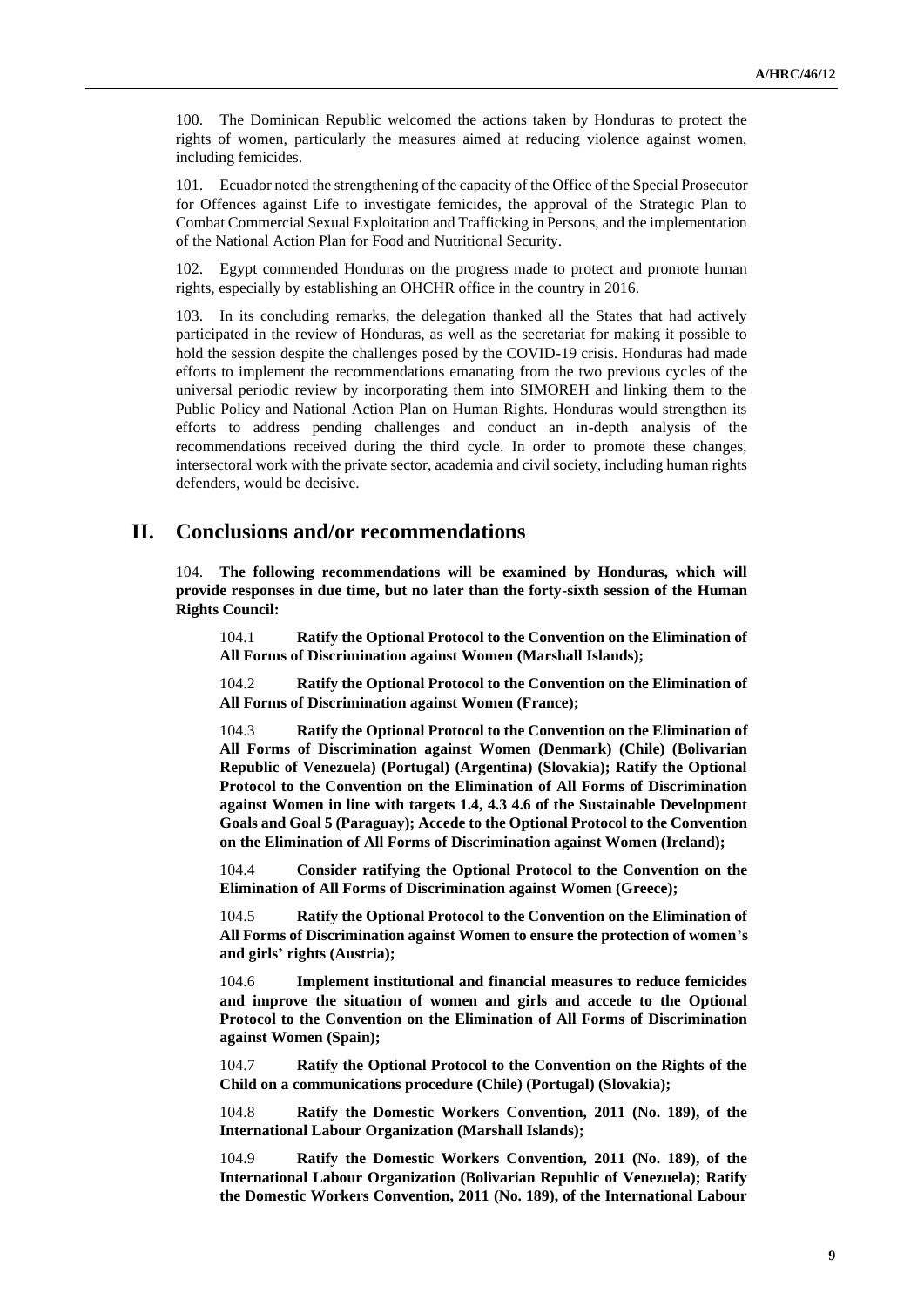100. The Dominican Republic welcomed the actions taken by Honduras to protect the rights of women, particularly the measures aimed at reducing violence against women, including femicides.

101. Ecuador noted the strengthening of the capacity of the Office of the Special Prosecutor for Offences against Life to investigate femicides, the approval of the Strategic Plan to Combat Commercial Sexual Exploitation and Trafficking in Persons, and the implementation of the National Action Plan for Food and Nutritional Security.

102. Egypt commended Honduras on the progress made to protect and promote human rights, especially by establishing an OHCHR office in the country in 2016.

103. In its concluding remarks, the delegation thanked all the States that had actively participated in the review of Honduras, as well as the secretariat for making it possible to hold the session despite the challenges posed by the COVID-19 crisis. Honduras had made efforts to implement the recommendations emanating from the two previous cycles of the universal periodic review by incorporating them into SIMOREH and linking them to the Public Policy and National Action Plan on Human Rights. Honduras would strengthen its efforts to address pending challenges and conduct an in-depth analysis of the recommendations received during the third cycle. In order to promote these changes, intersectoral work with the private sector, academia and civil society, including human rights defenders, would be decisive.

# II. Conclusions and/or recommendations

104. **The following recommendations will be examined by Honduras, which will provide responses in due time, but no later than the forty-sixth session of the Human Rights Council:**

104.1 **Ratify the Optional Protocol to the Convention on the Elimination of All Forms of Discrimination against Women (Marshall Islands);**

104.2 **Ratify the Optional Protocol to the Convention on the Elimination of All Forms of Discrimination against Women (France);**

104.3 **Ratify the Optional Protocol to the Convention on the Elimination of All Forms of Discrimination against Women (Denmark) (Chile) (Bolivarian Republic of Venezuela) (Portugal) (Argentina) (Slovakia); Ratify the Optional Protocol to the Convention on the Elimination of All Forms of Discrimination against Women in line with targets 1.4, 4.3 4.6 of the Sustainable Development Goals and Goal 5 (Paraguay); Accede to the Optional Protocol to the Convention on the Elimination of All Forms of Discrimination against Women (Ireland);**

104.4 **Consider ratifying the Optional Protocol to the Convention on the Elimination of All Forms of Discrimination against Women (Greece);**

104.5 **Ratify the Optional Protocol to the Convention on the Elimination of All Forms of Discrimination against Women to ensure the protection of women's and girls' rights (Austria);**

104.6 **Implement institutional and financial measures to reduce femicides and improve the situation of women and girls and accede to the Optional Protocol to the Convention on the Elimination of All Forms of Discrimination against Women (Spain);**

104.7 **Ratify the Optional Protocol to the Convention on the Rights of the Child on a communications procedure (Chile) (Portugal) (Slovakia);**

104.8 **Ratify the Domestic Workers Convention, 2011 (No. 189), of the International Labour Organization (Marshall Islands);**

104.9 **Ratify the Domestic Workers Convention, 2011 (No. 189), of the International Labour Organization (Bolivarian Republic of Venezuela); Ratify the Domestic Workers Convention, 2011 (No. 189), of the International Labour**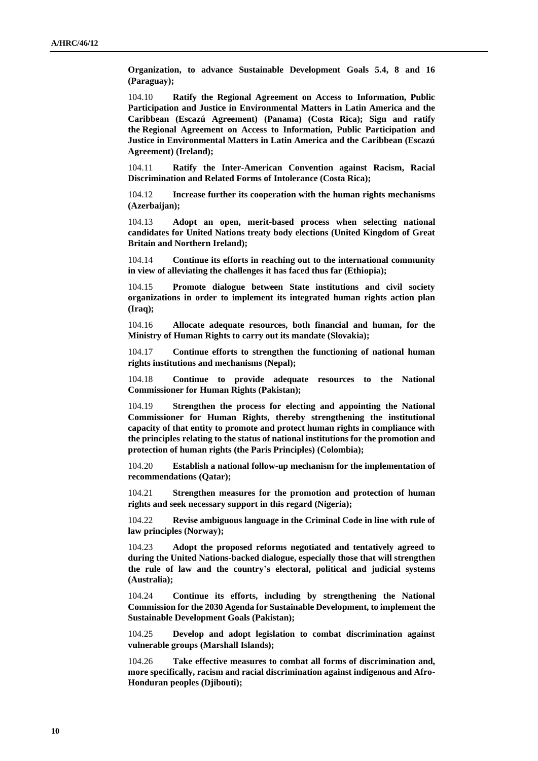**Organization, to advance Sustainable Development Goals 5.4, 8 and 16 (Paraguay);**

104.10 **Ratify the Regional Agreement on Access to Information, Public Participation and Justice in Environmental Matters in Latin America and the Caribbean (Escazú Agreement) (Panama) (Costa Rica); Sign and ratify the Regional Agreement on Access to Information, Public Participation and Justice in Environmental Matters in Latin America and the Caribbean (Escazú Agreement) (Ireland);**

104.11 **Ratify the Inter-American Convention against Racism, Racial Discrimination and Related Forms of Intolerance (Costa Rica);**

104.12 **Increase further its cooperation with the human rights mechanisms (Azerbaijan);**

104.13 **Adopt an open, merit-based process when selecting national candidates for United Nations treaty body elections (United Kingdom of Great Britain and Northern Ireland);**

104.14 **Continue its efforts in reaching out to the international community in view of alleviating the challenges it has faced thus far (Ethiopia);**

104.15 **Promote dialogue between State institutions and civil society organizations in order to implement its integrated human rights action plan (Iraq);**

104.16 **Allocate adequate resources, both financial and human, for the Ministry of Human Rights to carry out its mandate (Slovakia);**

104.17 **Continue efforts to strengthen the functioning of national human rights institutions and mechanisms (Nepal);**

104.18 **Continue to provide adequate resources to the National Commissioner for Human Rights (Pakistan);**

104.19 **Strengthen the process for electing and appointing the National Commissioner for Human Rights, thereby strengthening the institutional capacity of that entity to promote and protect human rights in compliance with the principles relating to the status of national institutions for the promotion and protection of human rights (the Paris Principles) (Colombia);**

104.20 **Establish a national follow-up mechanism for the implementation of recommendations (Qatar);**

104.21 **Strengthen measures for the promotion and protection of human rights and seek necessary support in this regard (Nigeria);**

104.22 **Revise ambiguous language in the Criminal Code in line with rule of law principles (Norway);**

104.23 **Adopt the proposed reforms negotiated and tentatively agreed to during the United Nations-backed dialogue, especially those that will strengthen the rule of law and the country's electoral, political and judicial systems (Australia);**

104.24 **Continue its efforts, including by strengthening the National Commission for the 2030 Agenda for Sustainable Development, to implement the Sustainable Development Goals (Pakistan);**

104.25 **Develop and adopt legislation to combat discrimination against vulnerable groups (Marshall Islands);**

104.26 **Take effective measures to combat all forms of discrimination and, more specifically, racism and racial discrimination against indigenous and Afro-Honduran peoples (Djibouti);**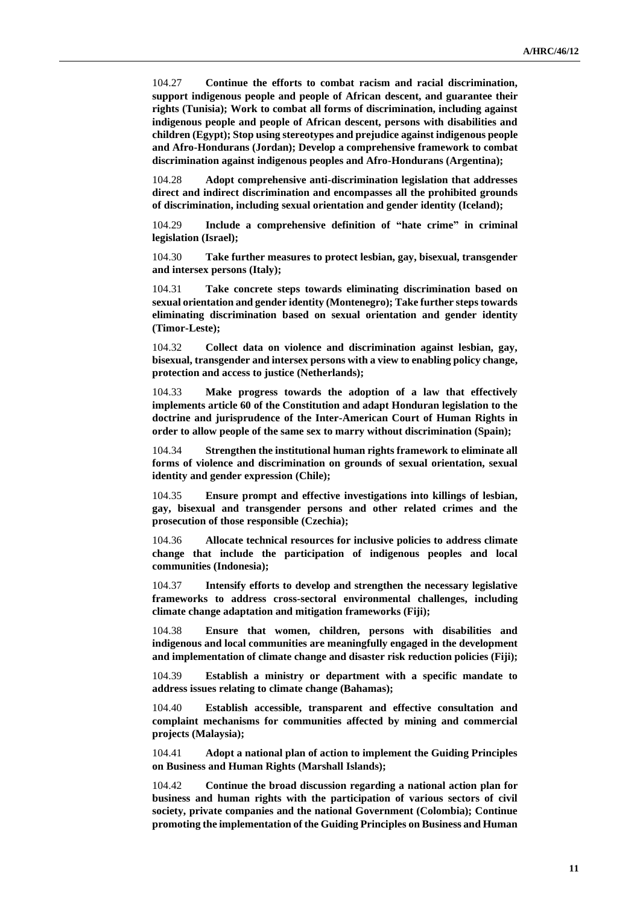104.27 **Continue the efforts to combat racism and racial discrimination, support indigenous people and people of African descent, and guarantee their rights (Tunisia); Work to combat all forms of discrimination, including against indigenous people and people of African descent, persons with disabilities and children (Egypt); Stop using stereotypes and prejudice against indigenous people and Afro-Hondurans (Jordan); Develop a comprehensive framework to combat discrimination against indigenous peoples and Afro-Hondurans (Argentina);**

104.28 **Adopt comprehensive anti-discrimination legislation that addresses direct and indirect discrimination and encompasses all the prohibited grounds of discrimination, including sexual orientation and gender identity (Iceland);**

104.29 **Include a comprehensive definition of "hate crime" in criminal legislation (Israel);**

104.30 **Take further measures to protect lesbian, gay, bisexual, transgender and intersex persons (Italy);**

104.31 **Take concrete steps towards eliminating discrimination based on sexual orientation and gender identity (Montenegro); Take further steps towards eliminating discrimination based on sexual orientation and gender identity (Timor-Leste);**

104.32 **Collect data on violence and discrimination against lesbian, gay, bisexual, transgender and intersex persons with a view to enabling policy change, protection and access to justice (Netherlands);**

104.33 **Make progress towards the adoption of a law that effectively implements article 60 of the Constitution and adapt Honduran legislation to the doctrine and jurisprudence of the Inter-American Court of Human Rights in order to allow people of the same sex to marry without discrimination (Spain);**

104.34 **Strengthen the institutional human rights framework to eliminate all forms of violence and discrimination on grounds of sexual orientation, sexual identity and gender expression (Chile);**

104.35 **Ensure prompt and effective investigations into killings of lesbian, gay, bisexual and transgender persons and other related crimes and the prosecution of those responsible (Czechia);**

104.36 **Allocate technical resources for inclusive policies to address climate change that include the participation of indigenous peoples and local communities (Indonesia);**

104.37 **Intensify efforts to develop and strengthen the necessary legislative frameworks to address cross-sectoral environmental challenges, including climate change adaptation and mitigation frameworks (Fiji);**

104.38 **Ensure that women, children, persons with disabilities and indigenous and local communities are meaningfully engaged in the development and implementation of climate change and disaster risk reduction policies (Fiji);**

104.39 **Establish a ministry or department with a specific mandate to address issues relating to climate change (Bahamas);**

104.40 **Establish accessible, transparent and effective consultation and complaint mechanisms for communities affected by mining and commercial projects (Malaysia);**

104.41 **Adopt a national plan of action to implement the Guiding Principles on Business and Human Rights (Marshall Islands);**

104.42 **Continue the broad discussion regarding a national action plan for business and human rights with the participation of various sectors of civil society, private companies and the national Government (Colombia); Continue promoting the implementation of the Guiding Principles on Business and Human**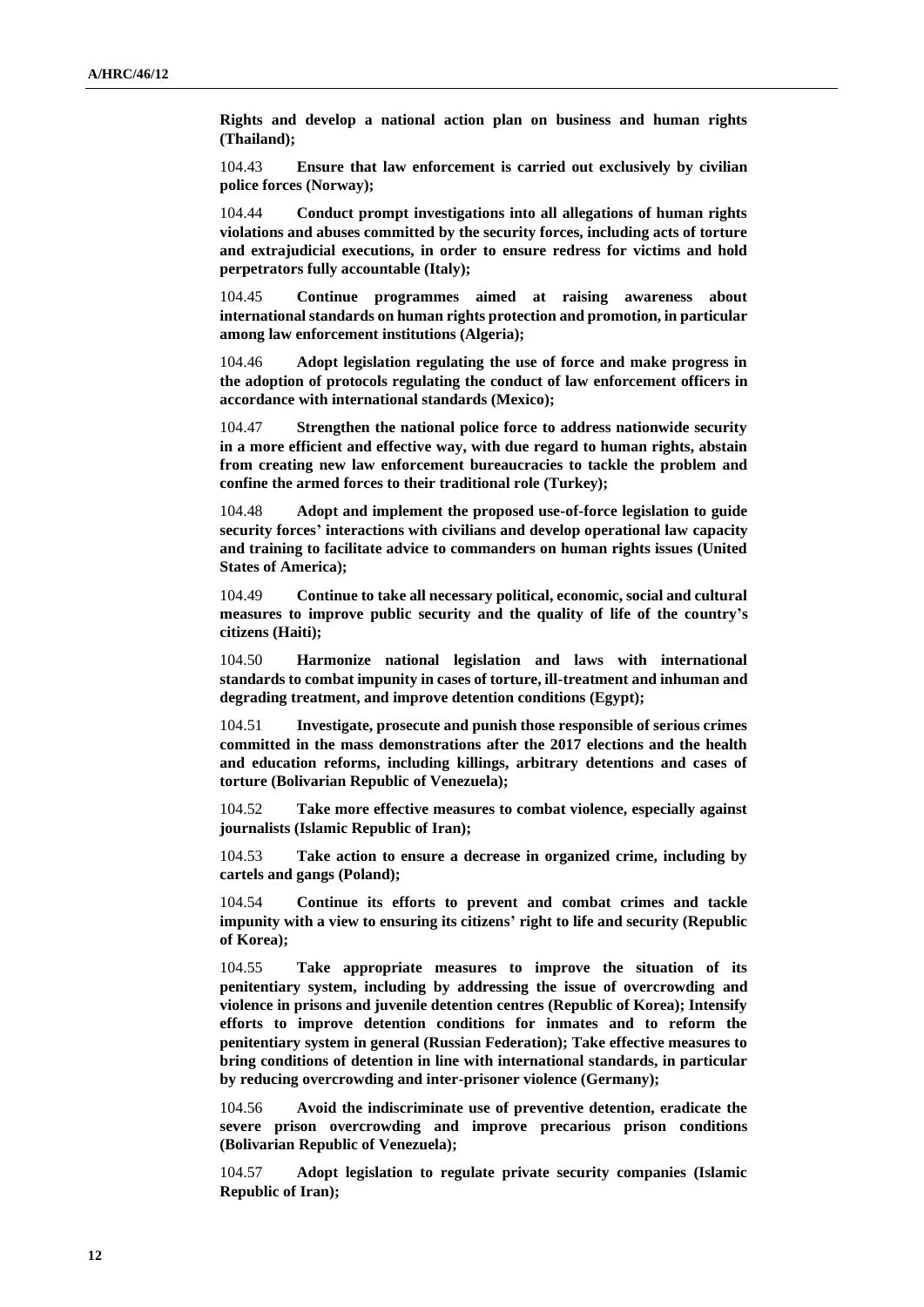**Rights and develop a national action plan on business and human rights (Thailand);**

104.43 **Ensure that law enforcement is carried out exclusively by civilian police forces (Norway);**

104.44 **Conduct prompt investigations into all allegations of human rights violations and abuses committed by the security forces, including acts of torture and extrajudicial executions, in order to ensure redress for victims and hold perpetrators fully accountable (Italy);**

104.45 **Continue programmes aimed at raising awareness about international standards on human rights protection and promotion, in particular among law enforcement institutions (Algeria);**

104.46 **Adopt legislation regulating the use of force and make progress in the adoption of protocols regulating the conduct of law enforcement officers in accordance with international standards (Mexico);**

104.47 **Strengthen the national police force to address nationwide security in a more efficient and effective way, with due regard to human rights, abstain from creating new law enforcement bureaucracies to tackle the problem and confine the armed forces to their traditional role (Turkey);**

104.48 **Adopt and implement the proposed use-of-force legislation to guide security forces' interactions with civilians and develop operational law capacity and training to facilitate advice to commanders on human rights issues (United States of America);**

104.49 **Continue to take all necessary political, economic, social and cultural measures to improve public security and the quality of life of the country's citizens (Haiti);**

104.50 **Harmonize national legislation and laws with international standards to combat impunity in cases of torture, ill-treatment and inhuman and degrading treatment, and improve detention conditions (Egypt);**

104.51 **Investigate, prosecute and punish those responsible of serious crimes committed in the mass demonstrations after the 2017 elections and the health and education reforms, including killings, arbitrary detentions and cases of torture (Bolivarian Republic of Venezuela);**

104.52 **Take more effective measures to combat violence, especially against journalists (Islamic Republic of Iran);**

104.53 **Take action to ensure a decrease in organized crime, including by cartels and gangs (Poland);**

104.54 **Continue its efforts to prevent and combat crimes and tackle impunity with a view to ensuring its citizens' right to life and security (Republic of Korea);**

104.55 **Take appropriate measures to improve the situation of its penitentiary system, including by addressing the issue of overcrowding and violence in prisons and juvenile detention centres (Republic of Korea); Intensify efforts to improve detention conditions for inmates and to reform the penitentiary system in general (Russian Federation); Take effective measures to bring conditions of detention in line with international standards, in particular by reducing overcrowding and inter-prisoner violence (Germany);**

104.56 **Avoid the indiscriminate use of preventive detention, eradicate the severe prison overcrowding and improve precarious prison conditions (Bolivarian Republic of Venezuela);**

104.57 **Adopt legislation to regulate private security companies (Islamic Republic of Iran);**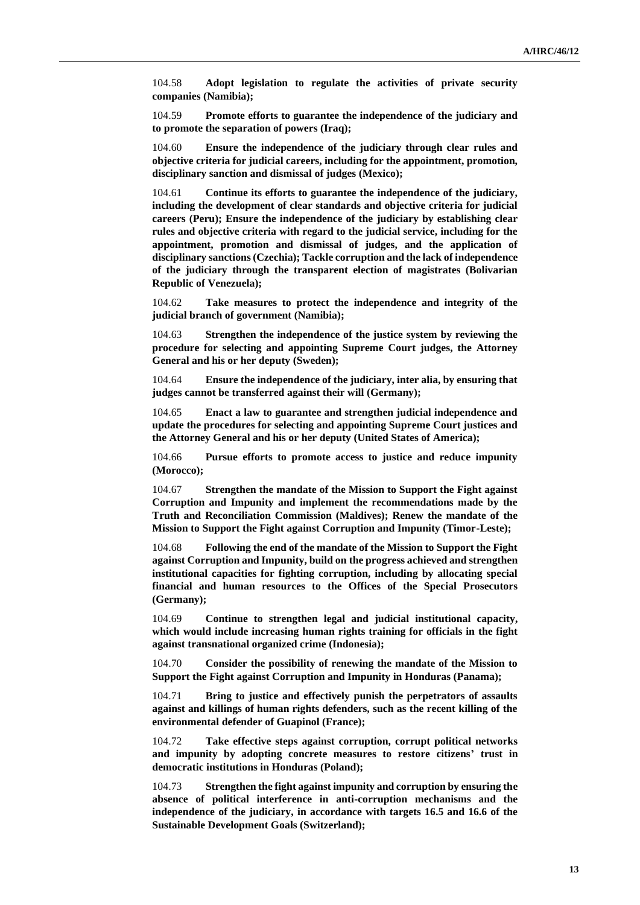104.58 **Adopt legislation to regulate the activities of private security companies (Namibia);**

104.59 **Promote efforts to guarantee the independence of the judiciary and to promote the separation of powers (Iraq);**

104.60 **Ensure the independence of the judiciary through clear rules and objective criteria for judicial careers, including for the appointment, promotion, disciplinary sanction and dismissal of judges (Mexico);**

104.61 **Continue its efforts to guarantee the independence of the judiciary, including the development of clear standards and objective criteria for judicial careers (Peru); Ensure the independence of the judiciary by establishing clear rules and objective criteria with regard to the judicial service, including for the appointment, promotion and dismissal of judges, and the application of disciplinary sanctions (Czechia); Tackle corruption and the lack of independence of the judiciary through the transparent election of magistrates (Bolivarian Republic of Venezuela);**

104.62 **Take measures to protect the independence and integrity of the judicial branch of government (Namibia);**

104.63 **Strengthen the independence of the justice system by reviewing the procedure for selecting and appointing Supreme Court judges, the Attorney General and his or her deputy (Sweden);**

104.64 **Ensure the independence of the judiciary, inter alia, by ensuring that judges cannot be transferred against their will (Germany);**

104.65 **Enact a law to guarantee and strengthen judicial independence and update the procedures for selecting and appointing Supreme Court justices and the Attorney General and his or her deputy (United States of America);**

104.66 **Pursue efforts to promote access to justice and reduce impunity (Morocco);**

104.67 **Strengthen the mandate of the Mission to Support the Fight against Corruption and Impunity and implement the recommendations made by the Truth and Reconciliation Commission (Maldives); Renew the mandate of the Mission to Support the Fight against Corruption and Impunity (Timor-Leste);**

104.68 **Following the end of the mandate of the Mission to Support the Fight against Corruption and Impunity, build on the progress achieved and strengthen institutional capacities for fighting corruption, including by allocating special financial and human resources to the Offices of the Special Prosecutors (Germany);**

104.69 **Continue to strengthen legal and judicial institutional capacity, which would include increasing human rights training for officials in the fight against transnational organized crime (Indonesia);**

104.70 **Consider the possibility of renewing the mandate of the Mission to Support the Fight against Corruption and Impunity in Honduras (Panama);**

104.71 **Bring to justice and effectively punish the perpetrators of assaults against and killings of human rights defenders, such as the recent killing of the environmental defender of Guapinol (France);**

104.72 **Take effective steps against corruption, corrupt political networks and impunity by adopting concrete measures to restore citizens' trust in democratic institutions in Honduras (Poland);**

104.73 **Strengthen the fight against impunity and corruption by ensuring the absence of political interference in anti-corruption mechanisms and the independence of the judiciary, in accordance with targets 16.5 and 16.6 of the Sustainable Development Goals (Switzerland);**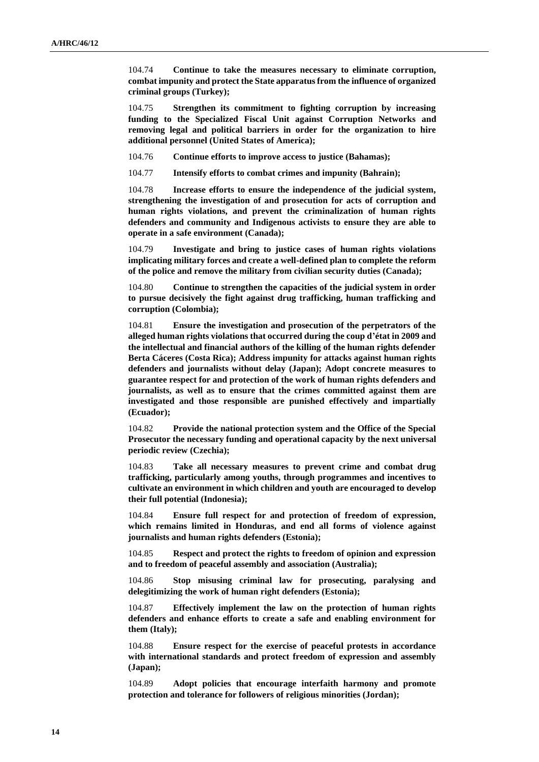104.74 **Continue to take the measures necessary to eliminate corruption, combat impunity and protect the State apparatus from the influence of organized criminal groups (Turkey);**

104.75 **Strengthen its commitment to fighting corruption by increasing funding to the Specialized Fiscal Unit against Corruption Networks and removing legal and political barriers in order for the organization to hire additional personnel (United States of America);**

104.76 **Continue efforts to improve access to justice (Bahamas);**

104.77 **Intensify efforts to combat crimes and impunity (Bahrain);**

104.78 **Increase efforts to ensure the independence of the judicial system, strengthening the investigation of and prosecution for acts of corruption and human rights violations, and prevent the criminalization of human rights defenders and community and Indigenous activists to ensure they are able to operate in a safe environment (Canada);**

104.79 **Investigate and bring to justice cases of human rights violations implicating military forces and create a well-defined plan to complete the reform of the police and remove the military from civilian security duties (Canada);**

104.80 **Continue to strengthen the capacities of the judicial system in order to pursue decisively the fight against drug trafficking, human trafficking and corruption (Colombia);**

104.81 **Ensure the investigation and prosecution of the perpetrators of the alleged human rights violations that occurred during the coup d'état in 2009 and the intellectual and financial authors of the killing of the human rights defender Berta Cáceres (Costa Rica); Address impunity for attacks against human rights defenders and journalists without delay (Japan); Adopt concrete measures to guarantee respect for and protection of the work of human rights defenders and journalists, as well as to ensure that the crimes committed against them are investigated and those responsible are punished effectively and impartially (Ecuador);**

104.82 **Provide the national protection system and the Office of the Special Prosecutor the necessary funding and operational capacity by the next universal periodic review (Czechia);**

104.83 **Take all necessary measures to prevent crime and combat drug trafficking, particularly among youths, through programmes and incentives to cultivate an environment in which children and youth are encouraged to develop their full potential (Indonesia);**

104.84 **Ensure full respect for and protection of freedom of expression, which remains limited in Honduras, and end all forms of violence against journalists and human rights defenders (Estonia);**

104.85 **Respect and protect the rights to freedom of opinion and expression and to freedom of peaceful assembly and association (Australia);**

104.86 **Stop misusing criminal law for prosecuting, paralysing and delegitimizing the work of human right defenders (Estonia);**

104.87 **Effectively implement the law on the protection of human rights defenders and enhance efforts to create a safe and enabling environment for them (Italy);**

104.88 **Ensure respect for the exercise of peaceful protests in accordance with international standards and protect freedom of expression and assembly (Japan);**

104.89 **Adopt policies that encourage interfaith harmony and promote protection and tolerance for followers of religious minorities (Jordan);**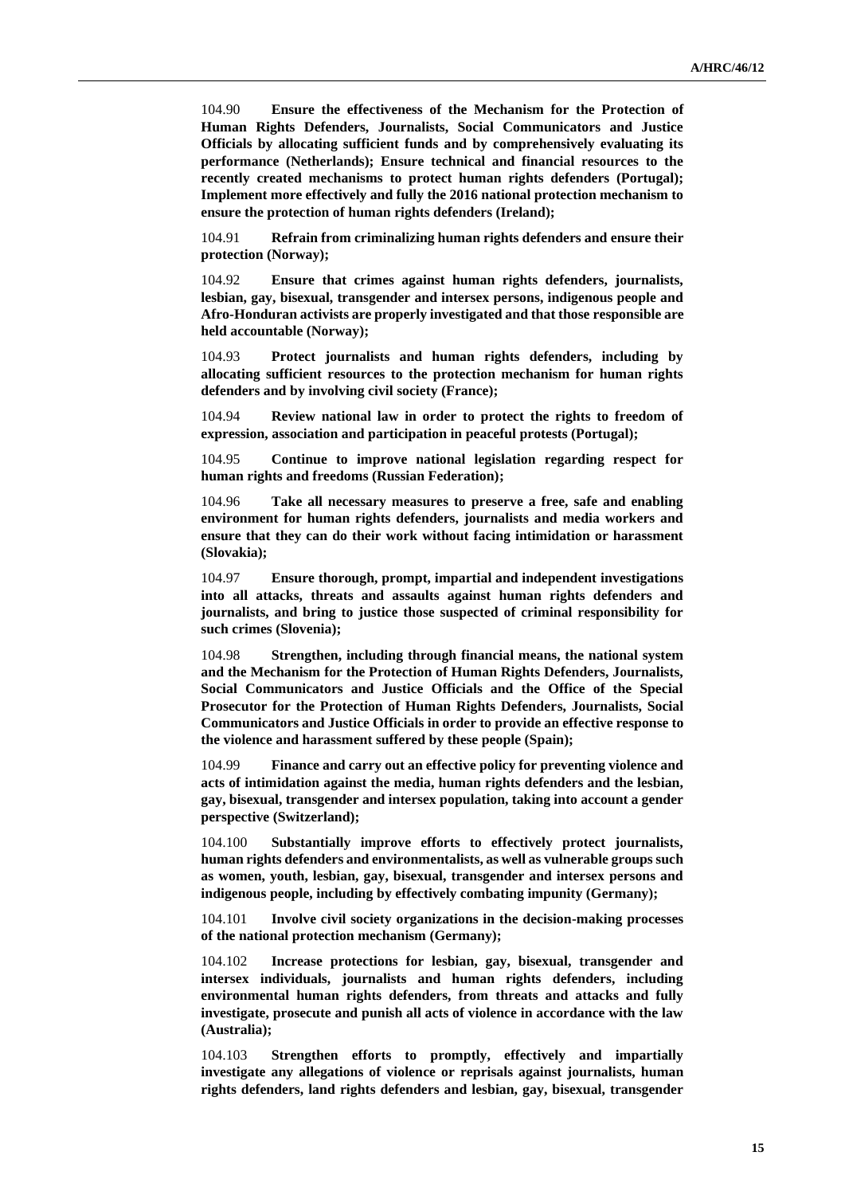104.90 **Ensure the effectiveness of the Mechanism for the Protection of Human Rights Defenders, Journalists, Social Communicators and Justice Officials by allocating sufficient funds and by comprehensively evaluating its performance (Netherlands); Ensure technical and financial resources to the recently created mechanisms to protect human rights defenders (Portugal); Implement more effectively and fully the 2016 national protection mechanism to ensure the protection of human rights defenders (Ireland);**

104.91 **Refrain from criminalizing human rights defenders and ensure their protection (Norway);**

104.92 **Ensure that crimes against human rights defenders, journalists, lesbian, gay, bisexual, transgender and intersex persons, indigenous people and Afro-Honduran activists are properly investigated and that those responsible are held accountable (Norway);**

104.93 **Protect journalists and human rights defenders, including by allocating sufficient resources to the protection mechanism for human rights defenders and by involving civil society (France);**

104.94 **Review national law in order to protect the rights to freedom of expression, association and participation in peaceful protests (Portugal);**

104.95 **Continue to improve national legislation regarding respect for human rights and freedoms (Russian Federation);**

104.96 **Take all necessary measures to preserve a free, safe and enabling environment for human rights defenders, journalists and media workers and ensure that they can do their work without facing intimidation or harassment (Slovakia);**

104.97 **Ensure thorough, prompt, impartial and independent investigations into all attacks, threats and assaults against human rights defenders and journalists, and bring to justice those suspected of criminal responsibility for such crimes (Slovenia);**

104.98 **Strengthen, including through financial means, the national system and the Mechanism for the Protection of Human Rights Defenders, Journalists, Social Communicators and Justice Officials and the Office of the Special Prosecutor for the Protection of Human Rights Defenders, Journalists, Social Communicators and Justice Officials in order to provide an effective response to the violence and harassment suffered by these people (Spain);**

104.99 **Finance and carry out an effective policy for preventing violence and acts of intimidation against the media, human rights defenders and the lesbian, gay, bisexual, transgender and intersex population, taking into account a gender perspective (Switzerland);**

104.100 **Substantially improve efforts to effectively protect journalists, human rights defenders and environmentalists, as well as vulnerable groups such as women, youth, lesbian, gay, bisexual, transgender and intersex persons and indigenous people, including by effectively combating impunity (Germany);**

104.101 **Involve civil society organizations in the decision-making processes of the national protection mechanism (Germany);**

104.102 **Increase protections for lesbian, gay, bisexual, transgender and intersex individuals, journalists and human rights defenders, including environmental human rights defenders, from threats and attacks and fully investigate, prosecute and punish all acts of violence in accordance with the law (Australia);**

104.103 **Strengthen efforts to promptly, effectively and impartially investigate any allegations of violence or reprisals against journalists, human rights defenders, land rights defenders and lesbian, gay, bisexual, transgender**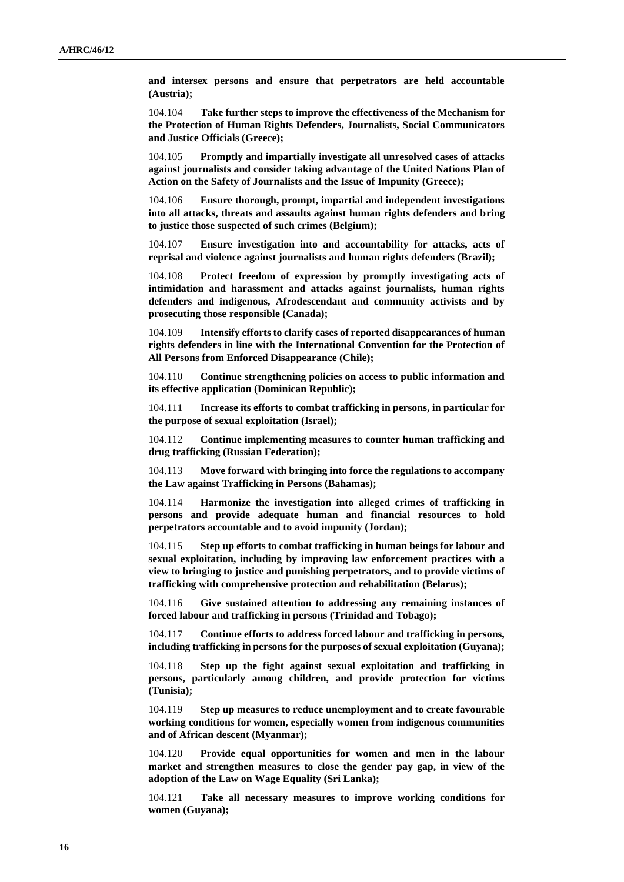**and intersex persons and ensure that perpetrators are held accountable (Austria);**

104.104 **Take further steps to improve the effectiveness of the Mechanism for the Protection of Human Rights Defenders, Journalists, Social Communicators and Justice Officials (Greece);**

104.105 **Promptly and impartially investigate all unresolved cases of attacks against journalists and consider taking advantage of the United Nations Plan of Action on the Safety of Journalists and the Issue of Impunity (Greece);**

104.106 **Ensure thorough, prompt, impartial and independent investigations into all attacks, threats and assaults against human rights defenders and bring to justice those suspected of such crimes (Belgium);**

104.107 **Ensure investigation into and accountability for attacks, acts of reprisal and violence against journalists and human rights defenders (Brazil);**

104.108 **Protect freedom of expression by promptly investigating acts of intimidation and harassment and attacks against journalists, human rights defenders and indigenous, Afrodescendant and community activists and by prosecuting those responsible (Canada);**

104.109 **Intensify efforts to clarify cases of reported disappearances of human rights defenders in line with the International Convention for the Protection of All Persons from Enforced Disappearance (Chile);**

104.110 **Continue strengthening policies on access to public information and its effective application (Dominican Republic);**

104.111 **Increase its efforts to combat trafficking in persons, in particular for the purpose of sexual exploitation (Israel);**

104.112 **Continue implementing measures to counter human trafficking and drug trafficking (Russian Federation);**

104.113 **Move forward with bringing into force the regulations to accompany the Law against Trafficking in Persons (Bahamas);**

104.114 **Harmonize the investigation into alleged crimes of trafficking in persons and provide adequate human and financial resources to hold perpetrators accountable and to avoid impunity (Jordan);**

104.115 **Step up efforts to combat trafficking in human beings for labour and sexual exploitation, including by improving law enforcement practices with a view to bringing to justice and punishing perpetrators, and to provide victims of trafficking with comprehensive protection and rehabilitation (Belarus);**

104.116 **Give sustained attention to addressing any remaining instances of forced labour and trafficking in persons (Trinidad and Tobago);**

104.117 **Continue efforts to address forced labour and trafficking in persons, including trafficking in persons for the purposes of sexual exploitation (Guyana);**

104.118 **Step up the fight against sexual exploitation and trafficking in persons, particularly among children, and provide protection for victims (Tunisia);**

104.119 **Step up measures to reduce unemployment and to create favourable working conditions for women, especially women from indigenous communities and of African descent (Myanmar);**

104.120 **Provide equal opportunities for women and men in the labour market and strengthen measures to close the gender pay gap, in view of the adoption of the Law on Wage Equality (Sri Lanka);**

104.121 **Take all necessary measures to improve working conditions for women (Guyana);**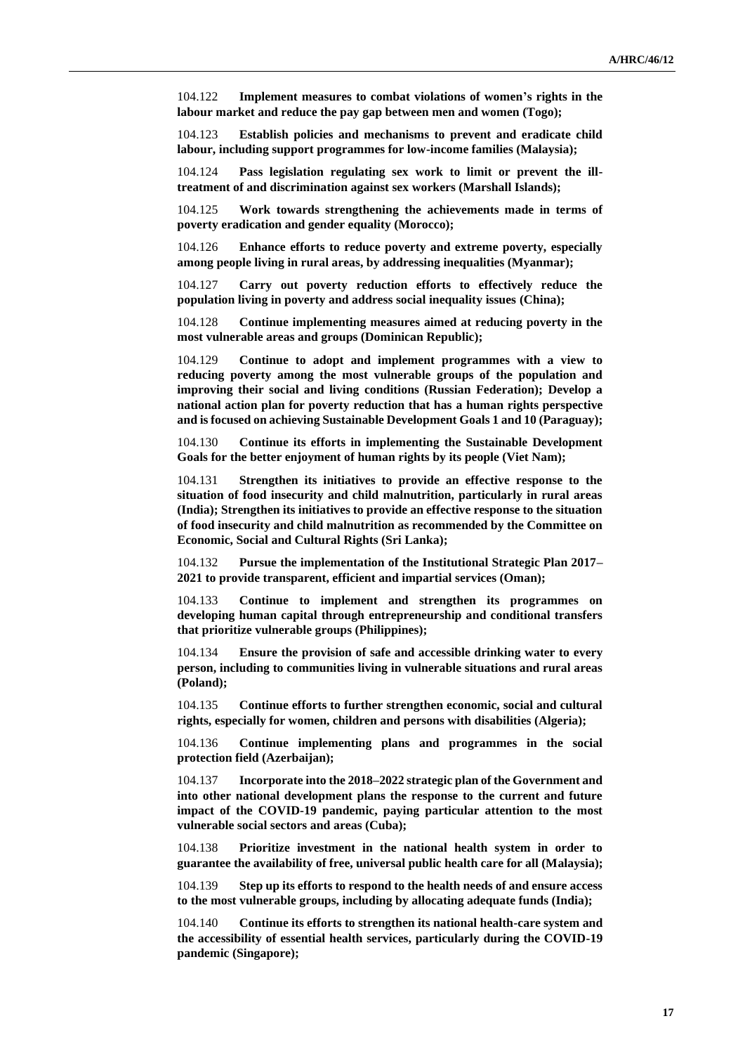104.122 **Implement measures to combat violations of women's rights in the labour market and reduce the pay gap between men and women (Togo);**

104.123 **Establish policies and mechanisms to prevent and eradicate child labour, including support programmes for low-income families (Malaysia);**

104.124 **Pass legislation regulating sex work to limit or prevent the ill-treatment of and discrimination against sex workers (Marshall Islands);**

104.125 **Work towards strengthening the achievements made in terms of poverty eradication and gender equality (Morocco);**

104.126 **Enhance efforts to reduce poverty and extreme poverty, especially among people living in rural areas, by addressing inequalities (Myanmar);**

104.127 **Carry out poverty reduction efforts to effectively reduce the population living in poverty and address social inequality issues (China);**

104.128 **Continue implementing measures aimed at reducing poverty in the most vulnerable areas and groups (Dominican Republic);**

104.129 **Continue to adopt and implement programmes with a view to reducing poverty among the most vulnerable groups of the population and improving their social and living conditions (Russian Federation); Develop a national action plan for poverty reduction that has a human rights perspective and is focused on achieving Sustainable Development Goals 1 and 10 (Paraguay);**

104.130 **Continue its efforts in implementing the Sustainable Development Goals for the better enjoyment of human rights by its people (Viet Nam);**

104.131 **Strengthen its initiatives to provide an effective response to the situation of food insecurity and child malnutrition, particularly in rural areas (India); Strengthen its initiatives to provide an effective response to the situation of food insecurity and child malnutrition as recommended by the Committee on Economic, Social and Cultural Rights (Sri Lanka);**

104.132 **Pursue the implementation of the Institutional Strategic Plan 2017–2021 to provide transparent, efficient and impartial services (Oman);**

104.133 **Continue to implement and strengthen its programmes on developing human capital through entrepreneurship and conditional transfers that prioritize vulnerable groups (Philippines);**

104.134 **Ensure the provision of safe and accessible drinking water to every person, including to communities living in vulnerable situations and rural areas (Poland);**

104.135 **Continue efforts to further strengthen economic, social and cultural rights, especially for women, children and persons with disabilities (Algeria);**

104.136 **Continue implementing plans and programmes in the social protection field (Azerbaijan);**

104.137 **Incorporate into the 2018–2022 strategic plan of the Government and into other national development plans the response to the current and future impact of the COVID-19 pandemic, paying particular attention to the most vulnerable social sectors and areas (Cuba);**

104.138 **Prioritize investment in the national health system in order to guarantee the availability of free, universal public health care for all (Malaysia);**

104.139 **Step up its efforts to respond to the health needs of and ensure access to the most vulnerable groups, including by allocating adequate funds (India);**

104.140 **Continue its efforts to strengthen its national health-care system and the accessibility of essential health services, particularly during the COVID-19 pandemic (Singapore);**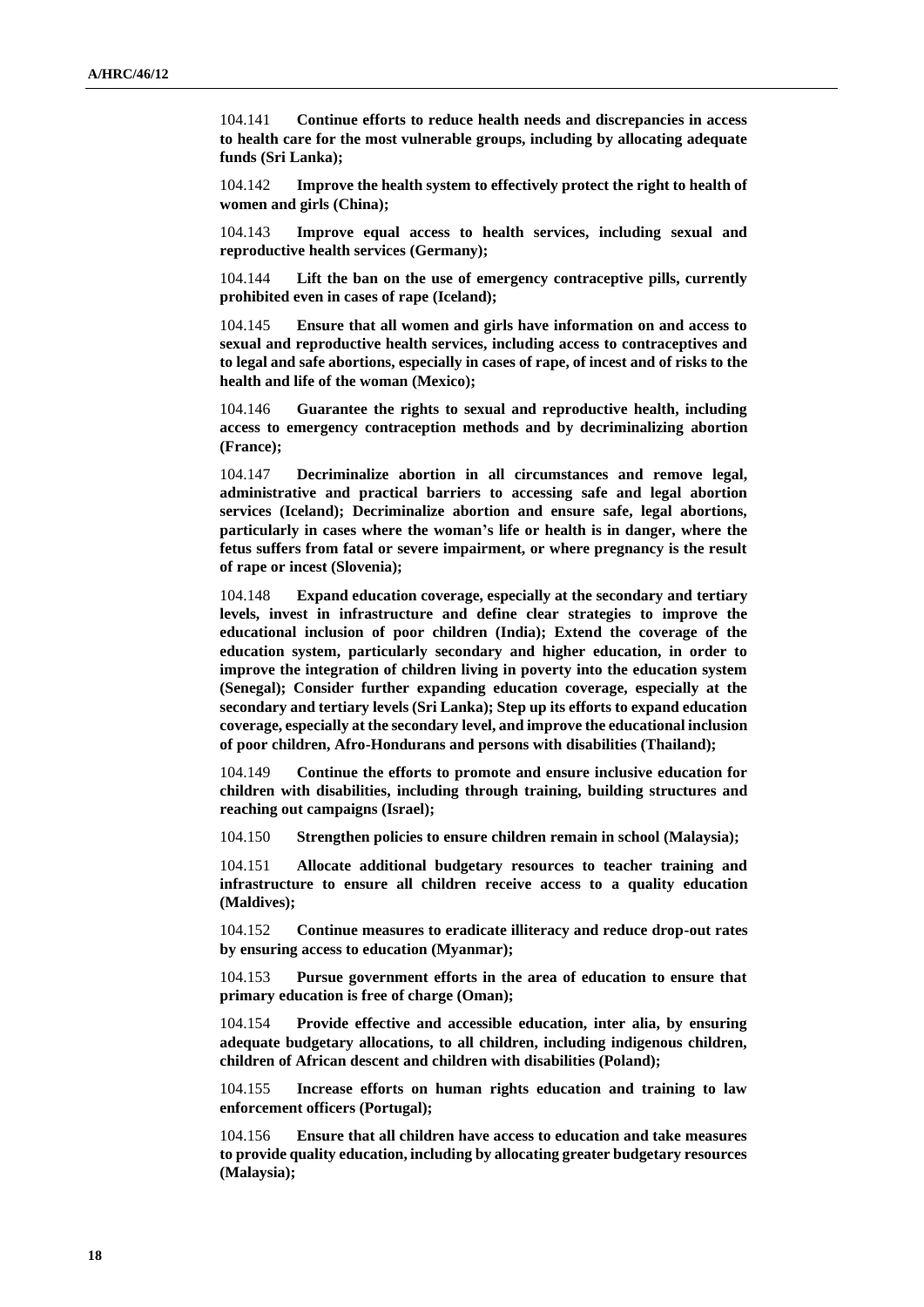104.141 **Continue efforts to reduce health needs and discrepancies in access to health care for the most vulnerable groups, including by allocating adequate funds (Sri Lanka);**

104.142 **Improve the health system to effectively protect the right to health of women and girls (China);**

104.143 **Improve equal access to health services, including sexual and reproductive health services (Germany);**

104.144 **Lift the ban on the use of emergency contraceptive pills, currently prohibited even in cases of rape (Iceland);**

104.145 **Ensure that all women and girls have information on and access to sexual and reproductive health services, including access to contraceptives and to legal and safe abortions, especially in cases of rape, of incest and of risks to the health and life of the woman (Mexico);**

104.146 **Guarantee the rights to sexual and reproductive health, including access to emergency contraception methods and by decriminalizing abortion (France);**

104.147 **Decriminalize abortion in all circumstances and remove legal, administrative and practical barriers to accessing safe and legal abortion services (Iceland); Decriminalize abortion and ensure safe, legal abortions, particularly in cases where the woman's life or health is in danger, where the fetus suffers from fatal or severe impairment, or where pregnancy is the result of rape or incest (Slovenia);**

104.148 **Expand education coverage, especially at the secondary and tertiary levels, invest in infrastructure and define clear strategies to improve the educational inclusion of poor children (India); Extend the coverage of the education system, particularly secondary and higher education, in order to improve the integration of children living in poverty into the education system (Senegal); Consider further expanding education coverage, especially at the secondary and tertiary levels (Sri Lanka); Step up its efforts to expand education coverage, especially at the secondary level, and improve the educational inclusion of poor children, Afro-Hondurans and persons with disabilities (Thailand);**

104.149 **Continue the efforts to promote and ensure inclusive education for children with disabilities, including through training, building structures and reaching out campaigns (Israel);**

104.150 **Strengthen policies to ensure children remain in school (Malaysia);**

104.151 **Allocate additional budgetary resources to teacher training and infrastructure to ensure all children receive access to a quality education (Maldives);**

104.152 **Continue measures to eradicate illiteracy and reduce drop-out rates by ensuring access to education (Myanmar);**

104.153 **Pursue government efforts in the area of education to ensure that primary education is free of charge (Oman);**

104.154 **Provide effective and accessible education, inter alia, by ensuring adequate budgetary allocations, to all children, including indigenous children, children of African descent and children with disabilities (Poland);**

104.155 **Increase efforts on human rights education and training to law enforcement officers (Portugal);**

104.156 **Ensure that all children have access to education and take measures to provide quality education, including by allocating greater budgetary resources (Malaysia);**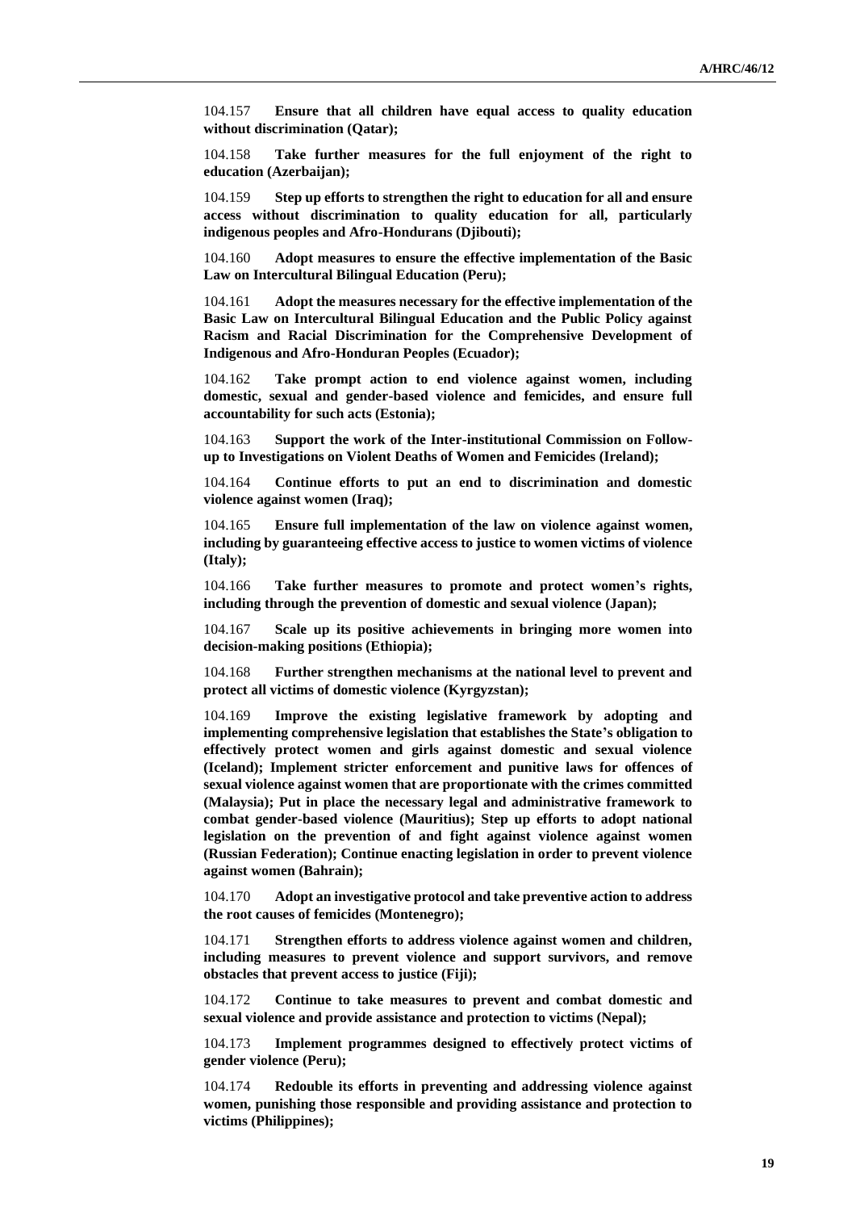104.157 **Ensure that all children have equal access to quality education without discrimination (Qatar);**

104.158 **Take further measures for the full enjoyment of the right to education (Azerbaijan);**

104.159 **Step up efforts to strengthen the right to education for all and ensure access without discrimination to quality education for all, particularly indigenous peoples and Afro-Hondurans (Djibouti);**

104.160 **Adopt measures to ensure the effective implementation of the Basic Law on Intercultural Bilingual Education (Peru);**

104.161 **Adopt the measures necessary for the effective implementation of the Basic Law on Intercultural Bilingual Education and the Public Policy against Racism and Racial Discrimination for the Comprehensive Development of Indigenous and Afro-Honduran Peoples (Ecuador);**

104.162 **Take prompt action to end violence against women, including domestic, sexual and gender-based violence and femicides, and ensure full accountability for such acts (Estonia);**

104.163 **Support the work of the Inter-institutional Commission on Follow-up to Investigations on Violent Deaths of Women and Femicides (Ireland);**

104.164 **Continue efforts to put an end to discrimination and domestic violence against women (Iraq);**

104.165 **Ensure full implementation of the law on violence against women, including by guaranteeing effective access to justice to women victims of violence (Italy);**

104.166 **Take further measures to promote and protect women's rights, including through the prevention of domestic and sexual violence (Japan);**

104.167 **Scale up its positive achievements in bringing more women into decision-making positions (Ethiopia);**

104.168 **Further strengthen mechanisms at the national level to prevent and protect all victims of domestic violence (Kyrgyzstan);**

104.169 **Improve the existing legislative framework by adopting and implementing comprehensive legislation that establishes the State's obligation to effectively protect women and girls against domestic and sexual violence (Iceland); Implement stricter enforcement and punitive laws for offences of sexual violence against women that are proportionate with the crimes committed (Malaysia); Put in place the necessary legal and administrative framework to combat gender-based violence (Mauritius); Step up efforts to adopt national legislation on the prevention of and fight against violence against women (Russian Federation); Continue enacting legislation in order to prevent violence against women (Bahrain);**

104.170 **Adopt an investigative protocol and take preventive action to address the root causes of femicides (Montenegro);**

104.171 **Strengthen efforts to address violence against women and children, including measures to prevent violence and support survivors, and remove obstacles that prevent access to justice (Fiji);**

104.172 **Continue to take measures to prevent and combat domestic and sexual violence and provide assistance and protection to victims (Nepal);**

104.173 **Implement programmes designed to effectively protect victims of gender violence (Peru);**

104.174 **Redouble its efforts in preventing and addressing violence against women, punishing those responsible and providing assistance and protection to victims (Philippines);**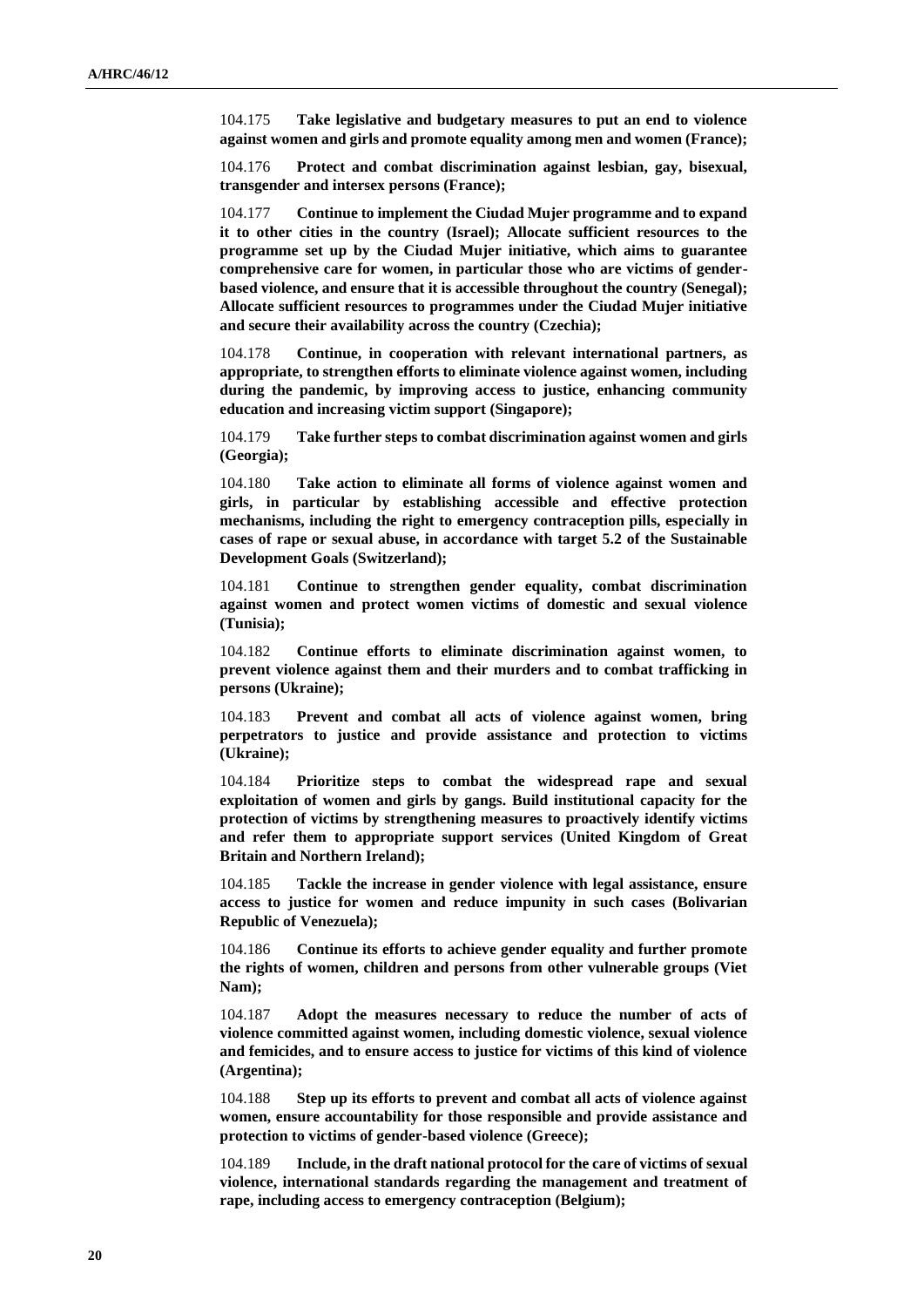104.175 **Take legislative and budgetary measures to put an end to violence against women and girls and promote equality among men and women (France);**

104.176 **Protect and combat discrimination against lesbian, gay, bisexual, transgender and intersex persons (France);**

104.177 **Continue to implement the Ciudad Mujer programme and to expand it to other cities in the country (Israel); Allocate sufficient resources to the programme set up by the Ciudad Mujer initiative, which aims to guarantee comprehensive care for women, in particular those who are victims of gender-based violence, and ensure that it is accessible throughout the country (Senegal); Allocate sufficient resources to programmes under the Ciudad Mujer initiative and secure their availability across the country (Czechia);**

104.178 **Continue, in cooperation with relevant international partners, as appropriate, to strengthen efforts to eliminate violence against women, including during the pandemic, by improving access to justice, enhancing community education and increasing victim support (Singapore);**

104.179 **Take further steps to combat discrimination against women and girls (Georgia);**

104.180 **Take action to eliminate all forms of violence against women and girls, in particular by establishing accessible and effective protection mechanisms, including the right to emergency contraception pills, especially in cases of rape or sexual abuse, in accordance with target 5.2 of the Sustainable Development Goals (Switzerland);**

104.181 **Continue to strengthen gender equality, combat discrimination against women and protect women victims of domestic and sexual violence (Tunisia);**

104.182 **Continue efforts to eliminate discrimination against women, to prevent violence against them and their murders and to combat trafficking in persons (Ukraine);**

104.183 **Prevent and combat all acts of violence against women, bring perpetrators to justice and provide assistance and protection to victims (Ukraine);**

104.184 **Prioritize steps to combat the widespread rape and sexual exploitation of women and girls by gangs. Build institutional capacity for the protection of victims by strengthening measures to proactively identify victims and refer them to appropriate support services (United Kingdom of Great Britain and Northern Ireland);**

104.185 **Tackle the increase in gender violence with legal assistance, ensure access to justice for women and reduce impunity in such cases (Bolivarian Republic of Venezuela);**

104.186 **Continue its efforts to achieve gender equality and further promote the rights of women, children and persons from other vulnerable groups (Viet Nam);**

104.187 **Adopt the measures necessary to reduce the number of acts of violence committed against women, including domestic violence, sexual violence and femicides, and to ensure access to justice for victims of this kind of violence (Argentina);**

104.188 **Step up its efforts to prevent and combat all acts of violence against women, ensure accountability for those responsible and provide assistance and protection to victims of gender-based violence (Greece);**

104.189 **Include, in the draft national protocol for the care of victims of sexual violence, international standards regarding the management and treatment of rape, including access to emergency contraception (Belgium);**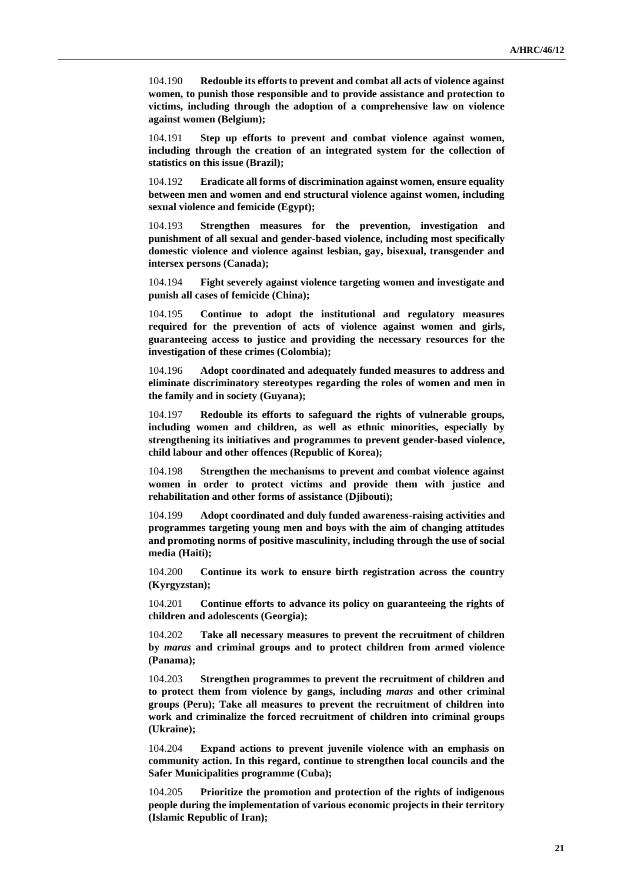104.190 **Redouble its efforts to prevent and combat all acts of violence against women, to punish those responsible and to provide assistance and protection to victims, including through the adoption of a comprehensive law on violence against women (Belgium);**

104.191 **Step up efforts to prevent and combat violence against women, including through the creation of an integrated system for the collection of statistics on this issue (Brazil);**

104.192 **Eradicate all forms of discrimination against women, ensure equality between men and women and end structural violence against women, including sexual violence and femicide (Egypt);**

104.193 **Strengthen measures for the prevention, investigation and punishment of all sexual and gender-based violence, including most specifically domestic violence and violence against lesbian, gay, bisexual, transgender and intersex persons (Canada);**

104.194 **Fight severely against violence targeting women and investigate and punish all cases of femicide (China);**

104.195 **Continue to adopt the institutional and regulatory measures required for the prevention of acts of violence against women and girls, guaranteeing access to justice and providing the necessary resources for the investigation of these crimes (Colombia);**

104.196 **Adopt coordinated and adequately funded measures to address and eliminate discriminatory stereotypes regarding the roles of women and men in the family and in society (Guyana);**

104.197 **Redouble its efforts to safeguard the rights of vulnerable groups, including women and children, as well as ethnic minorities, especially by strengthening its initiatives and programmes to prevent gender-based violence, child labour and other offences (Republic of Korea);**

104.198 **Strengthen the mechanisms to prevent and combat violence against women in order to protect victims and provide them with justice and rehabilitation and other forms of assistance (Djibouti);**

104.199 **Adopt coordinated and duly funded awareness-raising activities and programmes targeting young men and boys with the aim of changing attitudes and promoting norms of positive masculinity, including through the use of social media (Haiti);**

104.200 **Continue its work to ensure birth registration across the country (Kyrgyzstan);**

104.201 **Continue efforts to advance its policy on guaranteeing the rights of children and adolescents (Georgia);**

104.202 **Take all necessary measures to prevent the recruitment of children by *maras* and criminal groups and to protect children from armed violence (Panama);**

104.203 **Strengthen programmes to prevent the recruitment of children and to protect them from violence by gangs, including *maras* and other criminal groups (Peru); Take all measures to prevent the recruitment of children into work and criminalize the forced recruitment of children into criminal groups (Ukraine);**

104.204 **Expand actions to prevent juvenile violence with an emphasis on community action. In this regard, continue to strengthen local councils and the Safer Municipalities programme (Cuba);**

104.205 **Prioritize the promotion and protection of the rights of indigenous people during the implementation of various economic projects in their territory (Islamic Republic of Iran);**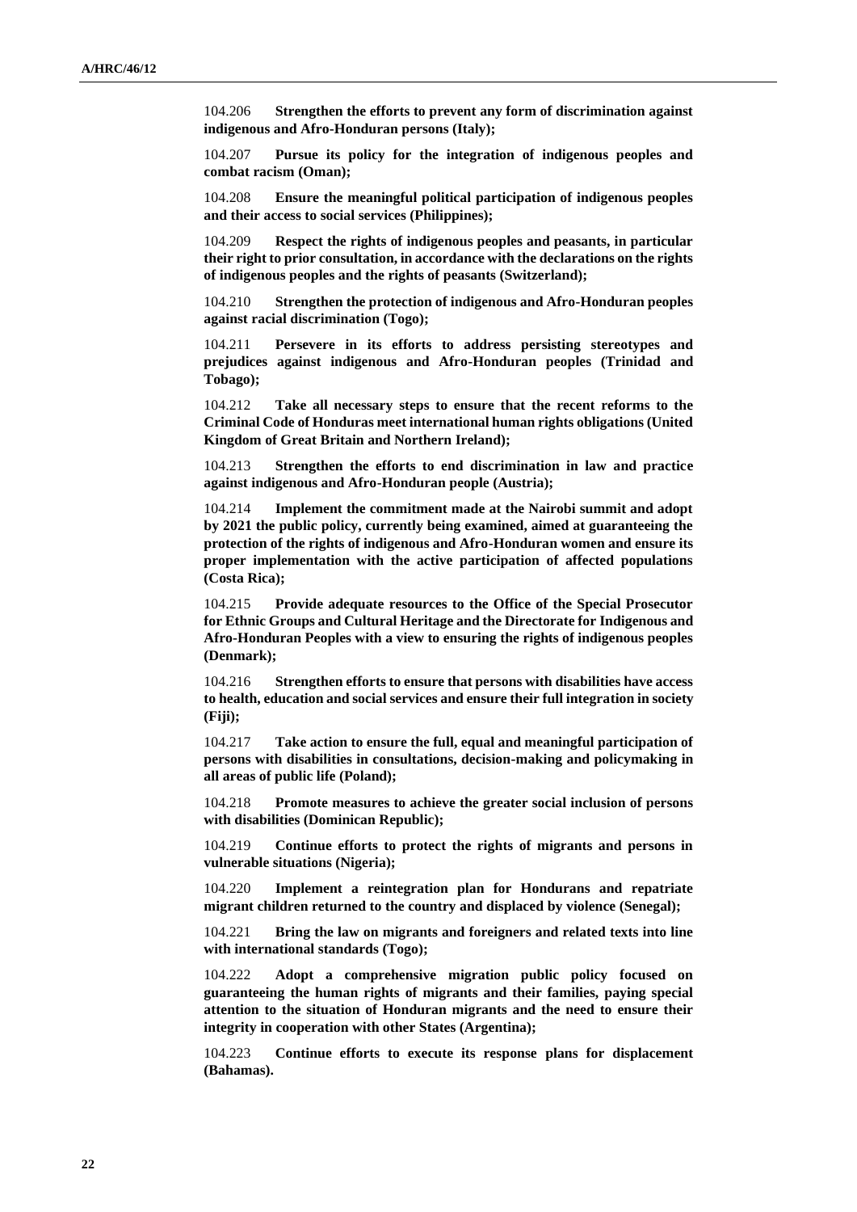104.206 **Strengthen the efforts to prevent any form of discrimination against indigenous and Afro-Honduran persons (Italy);**

104.207 **Pursue its policy for the integration of indigenous peoples and combat racism (Oman);**

104.208 **Ensure the meaningful political participation of indigenous peoples and their access to social services (Philippines);**

104.209 **Respect the rights of indigenous peoples and peasants, in particular their right to prior consultation, in accordance with the declarations on the rights of indigenous peoples and the rights of peasants (Switzerland);**

104.210 **Strengthen the protection of indigenous and Afro-Honduran peoples against racial discrimination (Togo);**

104.211 **Persevere in its efforts to address persisting stereotypes and prejudices against indigenous and Afro-Honduran peoples (Trinidad and Tobago);**

104.212 **Take all necessary steps to ensure that the recent reforms to the Criminal Code of Honduras meet international human rights obligations (United Kingdom of Great Britain and Northern Ireland);**

104.213 **Strengthen the efforts to end discrimination in law and practice against indigenous and Afro-Honduran people (Austria);**

104.214 **Implement the commitment made at the Nairobi summit and adopt by 2021 the public policy, currently being examined, aimed at guaranteeing the protection of the rights of indigenous and Afro-Honduran women and ensure its proper implementation with the active participation of affected populations (Costa Rica);**

104.215 **Provide adequate resources to the Office of the Special Prosecutor for Ethnic Groups and Cultural Heritage and the Directorate for Indigenous and Afro-Honduran Peoples with a view to ensuring the rights of indigenous peoples (Denmark);**

104.216 **Strengthen efforts to ensure that persons with disabilities have access to health, education and social services and ensure their full integration in society (Fiji);**

104.217 **Take action to ensure the full, equal and meaningful participation of persons with disabilities in consultations, decision-making and policymaking in all areas of public life (Poland);**

104.218 **Promote measures to achieve the greater social inclusion of persons with disabilities (Dominican Republic);**

104.219 **Continue efforts to protect the rights of migrants and persons in vulnerable situations (Nigeria);**

104.220 **Implement a reintegration plan for Hondurans and repatriate migrant children returned to the country and displaced by violence (Senegal);**

104.221 **Bring the law on migrants and foreigners and related texts into line with international standards (Togo);**

104.222 **Adopt a comprehensive migration public policy focused on guaranteeing the human rights of migrants and their families, paying special attention to the situation of Honduran migrants and the need to ensure their integrity in cooperation with other States (Argentina);**

104.223 **Continue efforts to execute its response plans for displacement (Bahamas).**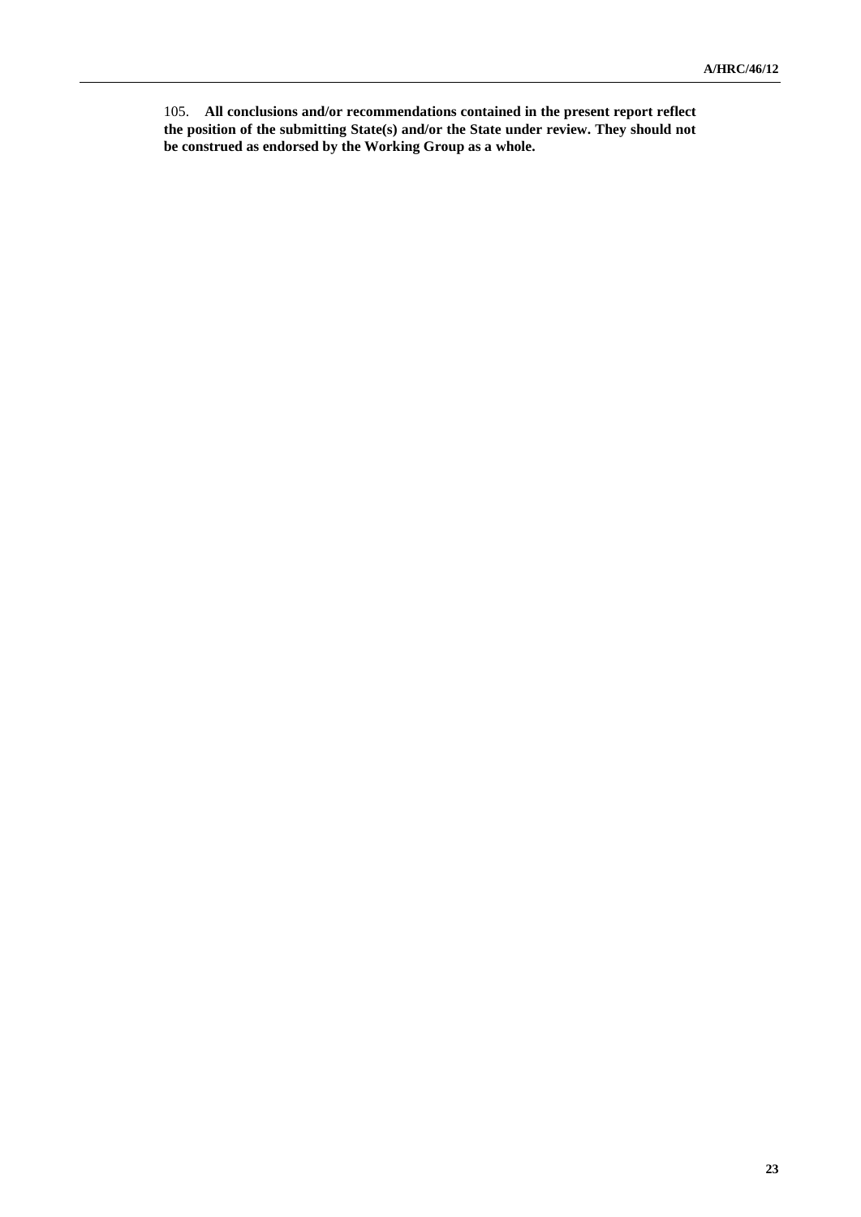105. **All conclusions and/or recommendations contained in the present report reflect the position of the submitting State(s) and/or the State under review. They should not be construed as endorsed by the Working Group as a whole.**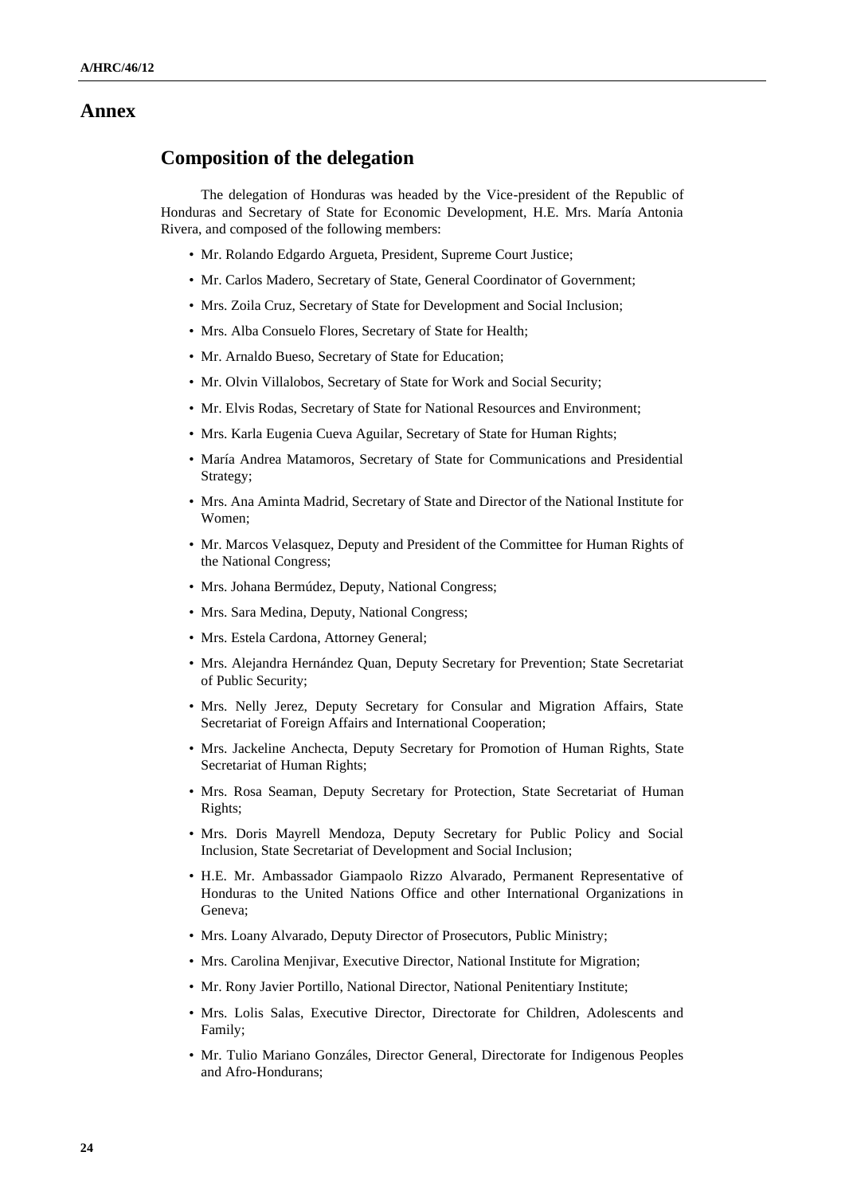# Annex

## Composition of the delegation

The delegation of Honduras was headed by the Vice-president of the Republic of Honduras and Secretary of State for Economic Development, H.E. Mrs. María Antonia Rivera, and composed of the following members:

- Mr. Rolando Edgardo Argueta, President, Supreme Court Justice;
- Mr. Carlos Madero, Secretary of State, General Coordinator of Government;
- Mrs. Zoila Cruz, Secretary of State for Development and Social Inclusion;
- Mrs. Alba Consuelo Flores, Secretary of State for Health;
- Mr. Arnaldo Bueso, Secretary of State for Education;
- Mr. Olvin Villalobos, Secretary of State for Work and Social Security;
- Mr. Elvis Rodas, Secretary of State for National Resources and Environment;
- Mrs. Karla Eugenia Cueva Aguilar, Secretary of State for Human Rights;
- María Andrea Matamoros, Secretary of State for Communications and Presidential Strategy;
- Mrs. Ana Aminta Madrid, Secretary of State and Director of the National Institute for Women;
- Mr. Marcos Velasquez, Deputy and President of the Committee for Human Rights of the National Congress;
- Mrs. Johana Bermúdez, Deputy, National Congress;
- Mrs. Sara Medina, Deputy, National Congress;
- Mrs. Estela Cardona, Attorney General;
- Mrs. Alejandra Hernández Quan, Deputy Secretary for Prevention; State Secretariat of Public Security;
- Mrs. Nelly Jerez, Deputy Secretary for Consular and Migration Affairs, State Secretariat of Foreign Affairs and International Cooperation;
- Mrs. Jackeline Anchecta, Deputy Secretary for Promotion of Human Rights, State Secretariat of Human Rights;
- Mrs. Rosa Seaman, Deputy Secretary for Protection, State Secretariat of Human Rights;
- Mrs. Doris Mayrell Mendoza, Deputy Secretary for Public Policy and Social Inclusion, State Secretariat of Development and Social Inclusion;
- H.E. Mr. Ambassador Giampaolo Rizzo Alvarado, Permanent Representative of Honduras to the United Nations Office and other International Organizations in Geneva;
- Mrs. Loany Alvarado, Deputy Director of Prosecutors, Public Ministry;
- Mrs. Carolina Menjivar, Executive Director, National Institute for Migration;
- Mr. Rony Javier Portillo, National Director, National Penitentiary Institute;
- Mrs. Lolis Salas, Executive Director, Directorate for Children, Adolescents and Family;
- Mr. Tulio Mariano Gonzáles, Director General, Directorate for Indigenous Peoples and Afro-Hondurans;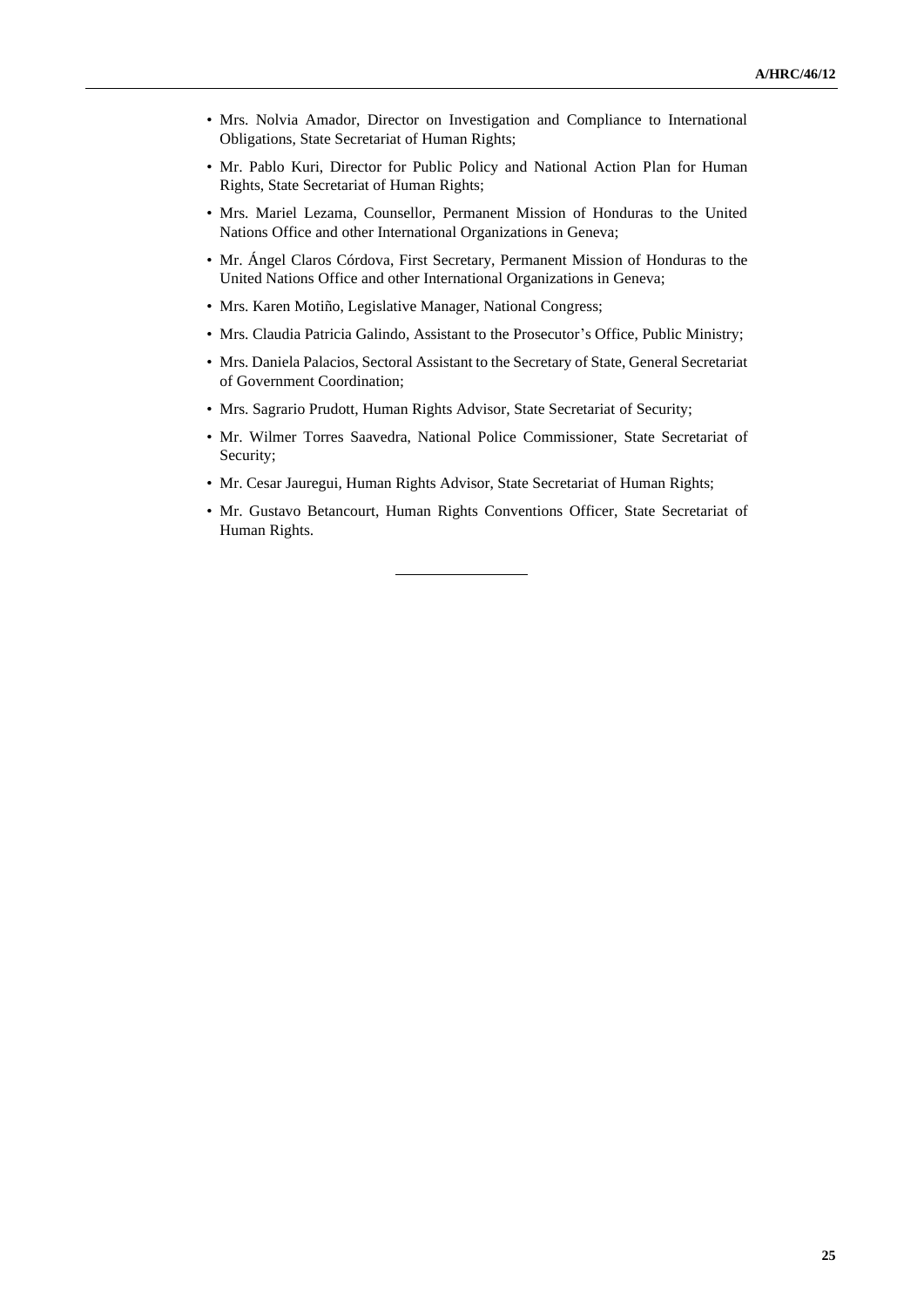- Mrs. Nolvia Amador, Director on Investigation and Compliance to International Obligations, State Secretariat of Human Rights;
- Mr. Pablo Kuri, Director for Public Policy and National Action Plan for Human Rights, State Secretariat of Human Rights;
- Mrs. Mariel Lezama, Counsellor, Permanent Mission of Honduras to the United Nations Office and other International Organizations in Geneva;
- Mr. Ángel Claros Córdova, First Secretary, Permanent Mission of Honduras to the United Nations Office and other International Organizations in Geneva;
- Mrs. Karen Motiño, Legislative Manager, National Congress;
- Mrs. Claudia Patricia Galindo, Assistant to the Prosecutor's Office, Public Ministry;
- Mrs. Daniela Palacios, Sectoral Assistant to the Secretary of State, General Secretariat of Government Coordination;
- Mrs. Sagrario Prudott, Human Rights Advisor, State Secretariat of Security;
- Mr. Wilmer Torres Saavedra, National Police Commissioner, State Secretariat of Security;
- Mr. Cesar Jauregui, Human Rights Advisor, State Secretariat of Human Rights;
- Mr. Gustavo Betancourt, Human Rights Conventions Officer, State Secretariat of Human Rights.